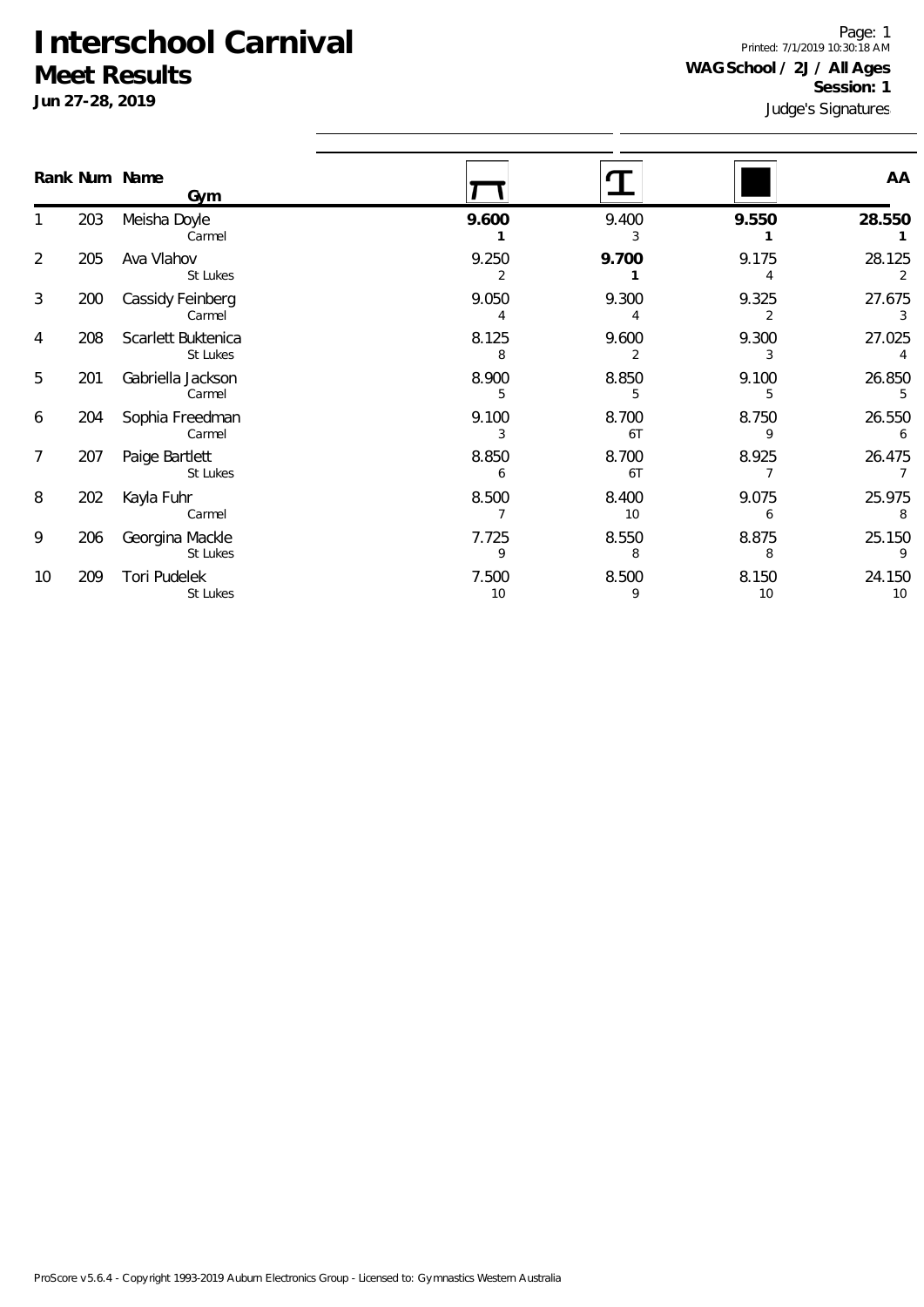# Interschool Carnival
## Meet Results
**Jun 27-28, 2019**

Page: 1
Printed: 7/1/2019 10:30:18 AM
**WAG School / 2J / All Ages**
**Session: 1**
Judge's Signatures

| Rank | Num | Name / Gym | Vault | Bars | Floor | AA |
|---|---|---|---|---|---|---|
| 1 | 203 | Meisha Doyle<br>Carmel | **9.600**<br>**1** | 9.400<br>3 | **9.550**<br>**1** | **28.550**<br>**1** |
| 2 | 205 | Ava Vlahov<br>St Lukes | 9.250<br>2 | **9.700**<br>**1** | 9.175<br>4 | 28.125<br>2 |
| 3 | 200 | Cassidy Feinberg<br>Carmel | 9.050<br>4 | 9.300<br>4 | 9.325<br>2 | 27.675<br>3 |
| 4 | 208 | Scarlett Buktenica<br>St Lukes | 8.125<br>8 | 9.600<br>2 | 9.300<br>3 | 27.025<br>4 |
| 5 | 201 | Gabriella Jackson<br>Carmel | 8.900<br>5 | 8.850<br>5 | 9.100<br>5 | 26.850<br>5 |
| 6 | 204 | Sophia Freedman<br>Carmel | 9.100<br>3 | 8.700<br>6T | 8.750<br>9 | 26.550<br>6 |
| 7 | 207 | Paige Bartlett<br>St Lukes | 8.850<br>6 | 8.700<br>6T | 8.925<br>7 | 26.475<br>7 |
| 8 | 202 | Kayla Fuhr<br>Carmel | 8.500<br>7 | 8.400<br>10 | 9.075<br>6 | 25.975<br>8 |
| 9 | 206 | Georgina Mackle<br>St Lukes | 7.725<br>9 | 8.550<br>8 | 8.875<br>8 | 25.150<br>9 |
| 10 | 209 | Tori Pudelek<br>St Lukes | 7.500<br>10 | 8.500<br>9 | 8.150<br>10 | 24.150<br>10 |

ProScore v5.6.4 - Copyright 1993-2019 Auburn Electronics Group - Licensed to: Gymnastics Western Australia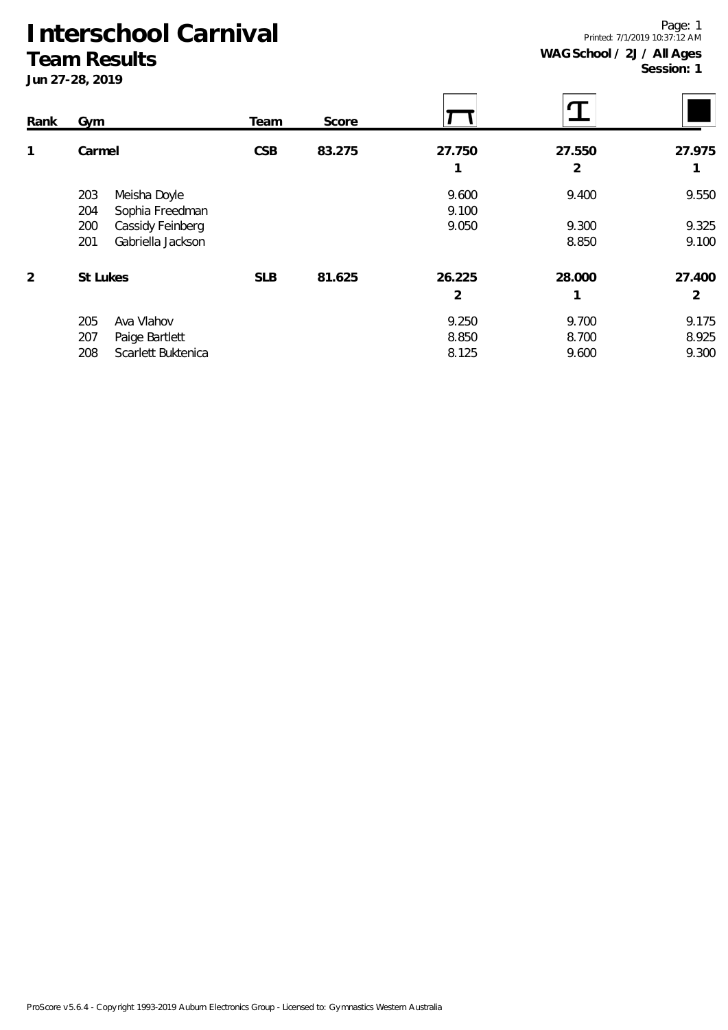# Interschool Carnival

## Team Results

**Jun 27-28, 2019**

**WAG School / 2J / All Ages**
**Session: 1**

| Rank | Gym | | Team | Score | Vault | Beam | Floor |
|---|---|---|---|---|---|---|---|
| 1 | Carmel | | CSB | 83.275 | 27.750 | 27.550 | 27.975 |
| | | | | | 1 | 2 | 1 |
| | 203 | Meisha Doyle | | | 9.600 | 9.400 | 9.550 |
| | 204 | Sophia Freedman | | | 9.100 | | |
| | 200 | Cassidy Feinberg | | | 9.050 | 9.300 | 9.325 |
| | 201 | Gabriella Jackson | | | | 8.850 | 9.100 |
| 2 | St Lukes | | SLB | 81.625 | 26.225 | 28.000 | 27.400 |
| | | | | | 2 | 1 | 2 |
| | 205 | Ava Vlahov | | | 9.250 | 9.700 | 9.175 |
| | 207 | Paige Bartlett | | | 8.850 | 8.700 | 8.925 |
| | 208 | Scarlett Buktenica | | | 8.125 | 9.600 | 9.300 |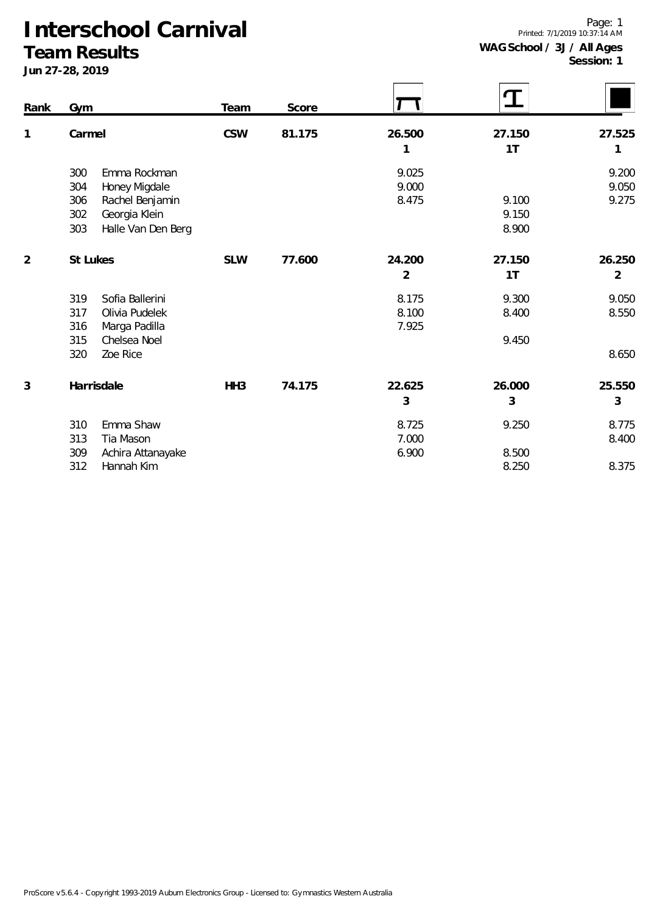# Interschool Carnival

## Team Results

**Jun 27-28, 2019**

Printed: 7/1/2019 10:37:14 AM

**WAG School / 3J / All Ages**
**Session: 1**

| Rank | Gym | Team | Score | Vault | Beam | Floor |
|---|---|---|---|---|---|---|
| 1 | **Carmel** | **CSW** | **81.175** | **26.500** (1) | **27.150** (1T) | **27.525** (1) |
| | 300 Emma Rockman | | | 9.025 | | 9.200 |
| | 304 Honey Migdale | | | 9.000 | | 9.050 |
| | 306 Rachel Benjamin | | | 8.475 | 9.100 | 9.275 |
| | 302 Georgia Klein | | | | 9.150 | |
| | 303 Halle Van Den Berg | | | | 8.900 | |
| 2 | **St Lukes** | **SLW** | **77.600** | **24.200** (2) | **27.150** (1T) | **26.250** (2) |
| | 319 Sofia Ballerini | | | 8.175 | 9.300 | 9.050 |
| | 317 Olivia Pudelek | | | 8.100 | 8.400 | 8.550 |
| | 316 Marga Padilla | | | 7.925 | | |
| | 315 Chelsea Noel | | | | 9.450 | |
| | 320 Zoe Rice | | | | | 8.650 |
| 3 | **Harrisdale** | **HH3** | **74.175** | **22.625** (3) | **26.000** (3) | **25.550** (3) |
| | 310 Emma Shaw | | | 8.725 | 9.250 | 8.775 |
| | 313 Tia Mason | | | 7.000 | | 8.400 |
| | 309 Achira Attanayake | | | 6.900 | 8.500 | |
| | 312 Hannah Kim | | | | 8.250 | 8.375 |

ProScore v5.6.4 - Copyright 1993-2019 Auburn Electronics Group - Licensed to: Gymnastics Western Australia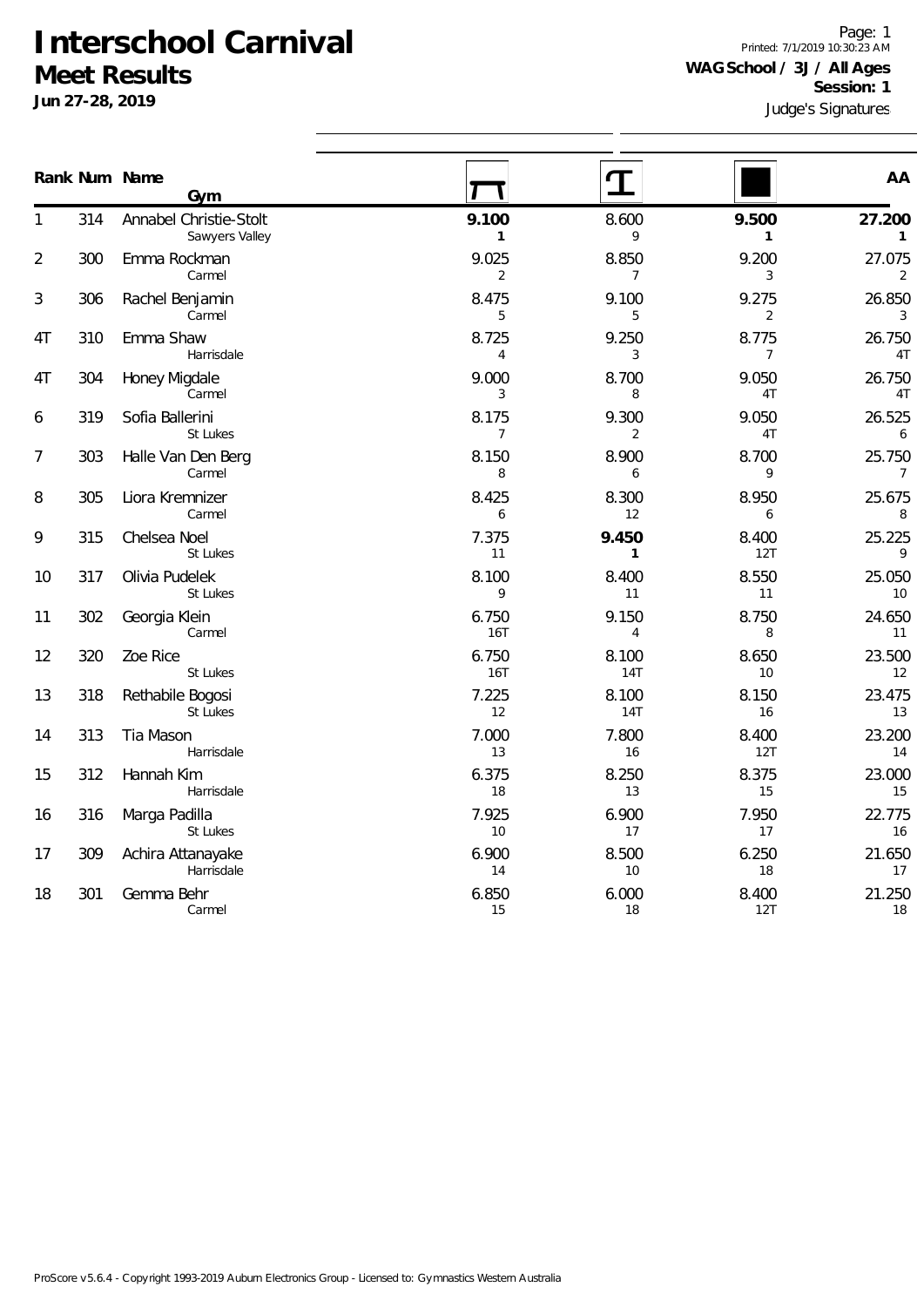# Interschool Carnival

## Meet Results

**Jun 27-28, 2019**

**WAG School / 3J / All Ages**
**Session: 1**

Judge's Signatures

| Rank | Num | Name / Gym | Beam | Bars | Floor | AA |
|---|---|---|---|---|---|---|
| 1 | 314 | Annabel Christie-Stolt<br>Sawyers Valley | **9.100**<br>**1** | 8.600<br>9 | **9.500**<br>**1** | **27.200**<br>**1** |
| 2 | 300 | Emma Rockman<br>Carmel | 9.025<br>2 | 8.850<br>7 | 9.200<br>3 | 27.075<br>2 |
| 3 | 306 | Rachel Benjamin<br>Carmel | 8.475<br>5 | 9.100<br>5 | 9.275<br>2 | 26.850<br>3 |
| 4T | 310 | Emma Shaw<br>Harrisdale | 8.725<br>4 | 9.250<br>3 | 8.775<br>7 | 26.750<br>4T |
| 4T | 304 | Honey Migdale<br>Carmel | 9.000<br>3 | 8.700<br>8 | 9.050<br>4T | 26.750<br>4T |
| 6 | 319 | Sofia Ballerini<br>St Lukes | 8.175<br>7 | 9.300<br>2 | 9.050<br>4T | 26.525<br>6 |
| 7 | 303 | Halle Van Den Berg<br>Carmel | 8.150<br>8 | 8.900<br>6 | 8.700<br>9 | 25.750<br>7 |
| 8 | 305 | Liora Kremnizer<br>Carmel | 8.425<br>6 | 8.300<br>12 | 8.950<br>6 | 25.675<br>8 |
| 9 | 315 | Chelsea Noel<br>St Lukes | 7.375<br>11 | **9.450**<br>**1** | 8.400<br>12T | 25.225<br>9 |
| 10 | 317 | Olivia Pudelek<br>St Lukes | 8.100<br>9 | 8.400<br>11 | 8.550<br>11 | 25.050<br>10 |
| 11 | 302 | Georgia Klein<br>Carmel | 6.750<br>16T | 9.150<br>4 | 8.750<br>8 | 24.650<br>11 |
| 12 | 320 | Zoe Rice<br>St Lukes | 6.750<br>16T | 8.100<br>14T | 8.650<br>10 | 23.500<br>12 |
| 13 | 318 | Rethabile Bogosi<br>St Lukes | 7.225<br>12 | 8.100<br>14T | 8.150<br>16 | 23.475<br>13 |
| 14 | 313 | Tia Mason<br>Harrisdale | 7.000<br>13 | 7.800<br>16 | 8.400<br>12T | 23.200<br>14 |
| 15 | 312 | Hannah Kim<br>Harrisdale | 6.375<br>18 | 8.250<br>13 | 8.375<br>15 | 23.000<br>15 |
| 16 | 316 | Marga Padilla<br>St Lukes | 7.925<br>10 | 6.900<br>17 | 7.950<br>17 | 22.775<br>16 |
| 17 | 309 | Achira Attanayake<br>Harrisdale | 6.900<br>14 | 8.500<br>10 | 6.250<br>18 | 21.650<br>17 |
| 18 | 301 | Gemma Behr<br>Carmel | 6.850<br>15 | 6.000<br>18 | 8.400<br>12T | 21.250<br>18 |

ProScore v5.6.4 - Copyright 1993-2019 Auburn Electronics Group - Licensed to: Gymnastics Western Australia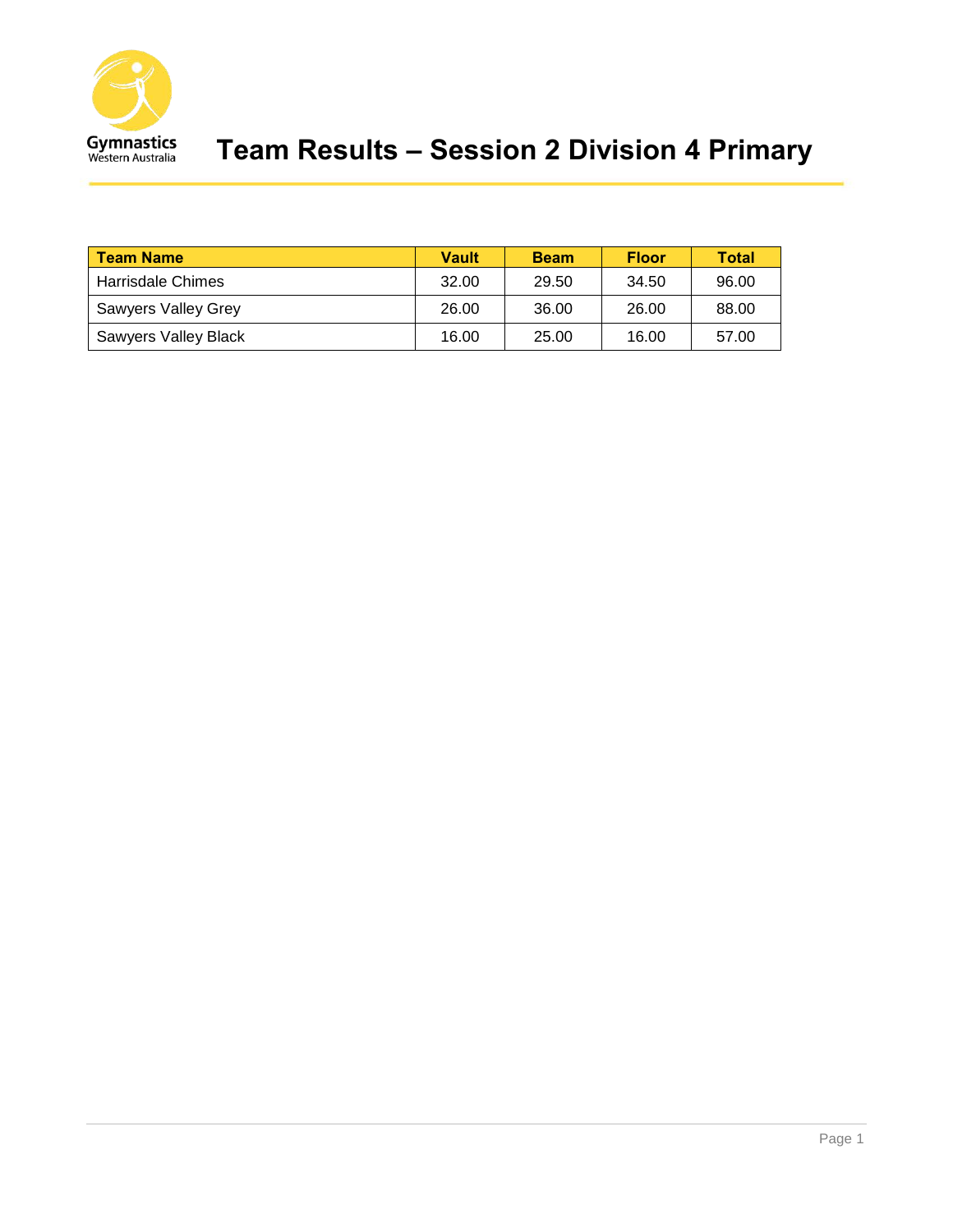# Team Results – Session 2 Division 4 Primary

| Team Name | Vault | Beam | Floor | Total |
|---|---|---|---|---|
| Harrisdale Chimes | 32.00 | 29.50 | 34.50 | 96.00 |
| Sawyers Valley Grey | 26.00 | 36.00 | 26.00 | 88.00 |
| Sawyers Valley Black | 16.00 | 25.00 | 16.00 | 57.00 |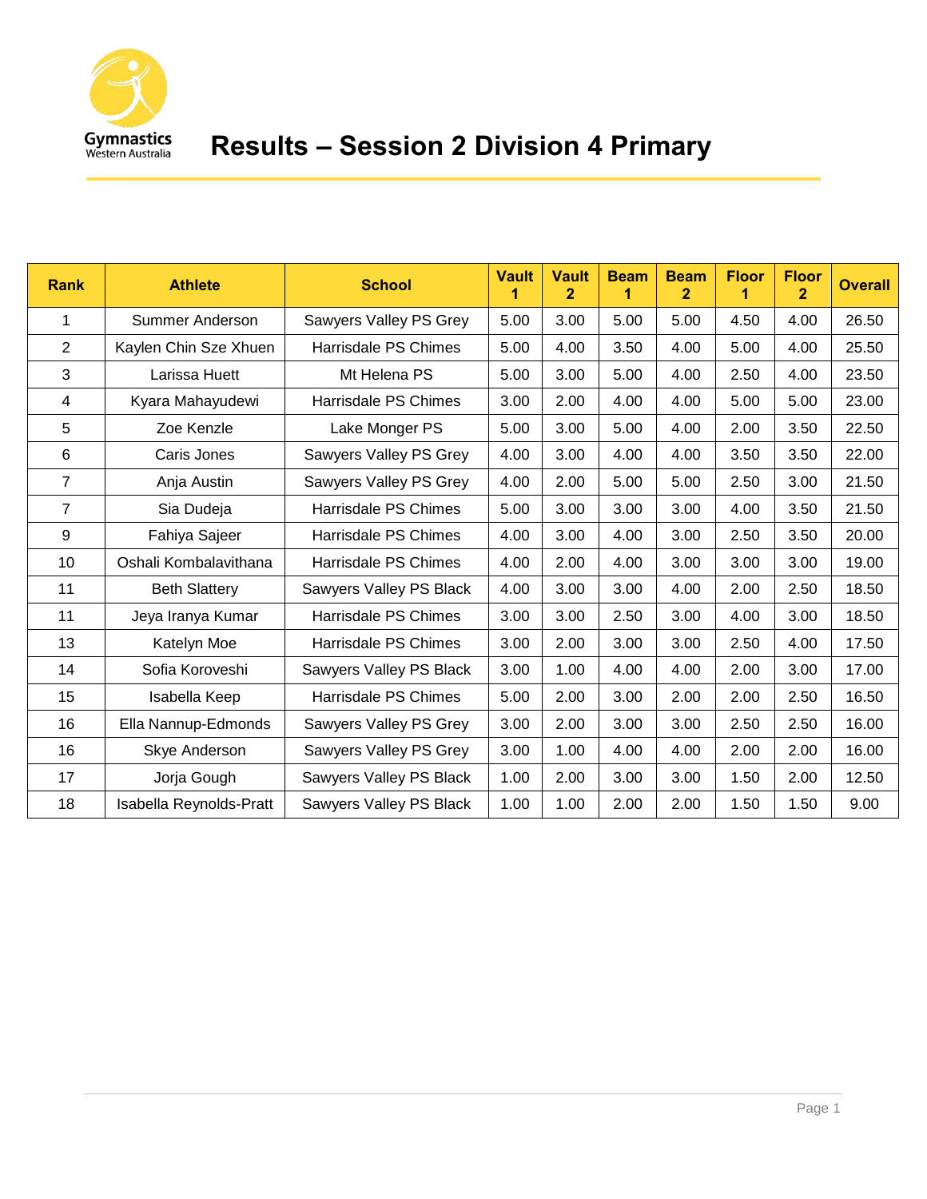# Results – Session 2 Division 4 Primary

| Rank | Athlete | School | Vault 1 | Vault 2 | Beam 1 | Beam 2 | Floor 1 | Floor 2 | Overall |
|---|---|---|---|---|---|---|---|---|---|
| 1 | Summer Anderson | Sawyers Valley PS Grey | 5.00 | 3.00 | 5.00 | 5.00 | 4.50 | 4.00 | 26.50 |
| 2 | Kaylen Chin Sze Xhuen | Harrisdale PS Chimes | 5.00 | 4.00 | 3.50 | 4.00 | 5.00 | 4.00 | 25.50 |
| 3 | Larissa Huett | Mt Helena PS | 5.00 | 3.00 | 5.00 | 4.00 | 2.50 | 4.00 | 23.50 |
| 4 | Kyara Mahayudewi | Harrisdale PS Chimes | 3.00 | 2.00 | 4.00 | 4.00 | 5.00 | 5.00 | 23.00 |
| 5 | Zoe Kenzle | Lake Monger PS | 5.00 | 3.00 | 5.00 | 4.00 | 2.00 | 3.50 | 22.50 |
| 6 | Caris Jones | Sawyers Valley PS Grey | 4.00 | 3.00 | 4.00 | 4.00 | 3.50 | 3.50 | 22.00 |
| 7 | Anja Austin | Sawyers Valley PS Grey | 4.00 | 2.00 | 5.00 | 5.00 | 2.50 | 3.00 | 21.50 |
| 7 | Sia Dudeja | Harrisdale PS Chimes | 5.00 | 3.00 | 3.00 | 3.00 | 4.00 | 3.50 | 21.50 |
| 9 | Fahiya Sajeer | Harrisdale PS Chimes | 4.00 | 3.00 | 4.00 | 3.00 | 2.50 | 3.50 | 20.00 |
| 10 | Oshali Kombalavithana | Harrisdale PS Chimes | 4.00 | 2.00 | 4.00 | 3.00 | 3.00 | 3.00 | 19.00 |
| 11 | Beth Slattery | Sawyers Valley PS Black | 4.00 | 3.00 | 3.00 | 4.00 | 2.00 | 2.50 | 18.50 |
| 11 | Jeya Iranya Kumar | Harrisdale PS Chimes | 3.00 | 3.00 | 2.50 | 3.00 | 4.00 | 3.00 | 18.50 |
| 13 | Katelyn Moe | Harrisdale PS Chimes | 3.00 | 2.00 | 3.00 | 3.00 | 2.50 | 4.00 | 17.50 |
| 14 | Sofia Koroveshi | Sawyers Valley PS Black | 3.00 | 1.00 | 4.00 | 4.00 | 2.00 | 3.00 | 17.00 |
| 15 | Isabella Keep | Harrisdale PS Chimes | 5.00 | 2.00 | 3.00 | 2.00 | 2.00 | 2.50 | 16.50 |
| 16 | Ella Nannup-Edmonds | Sawyers Valley PS Grey | 3.00 | 2.00 | 3.00 | 3.00 | 2.50 | 2.50 | 16.00 |
| 16 | Skye Anderson | Sawyers Valley PS Grey | 3.00 | 1.00 | 4.00 | 4.00 | 2.00 | 2.00 | 16.00 |
| 17 | Jorja Gough | Sawyers Valley PS Black | 1.00 | 2.00 | 3.00 | 3.00 | 1.50 | 2.00 | 12.50 |
| 18 | Isabella Reynolds-Pratt | Sawyers Valley PS Black | 1.00 | 1.00 | 2.00 | 2.00 | 1.50 | 1.50 | 9.00 |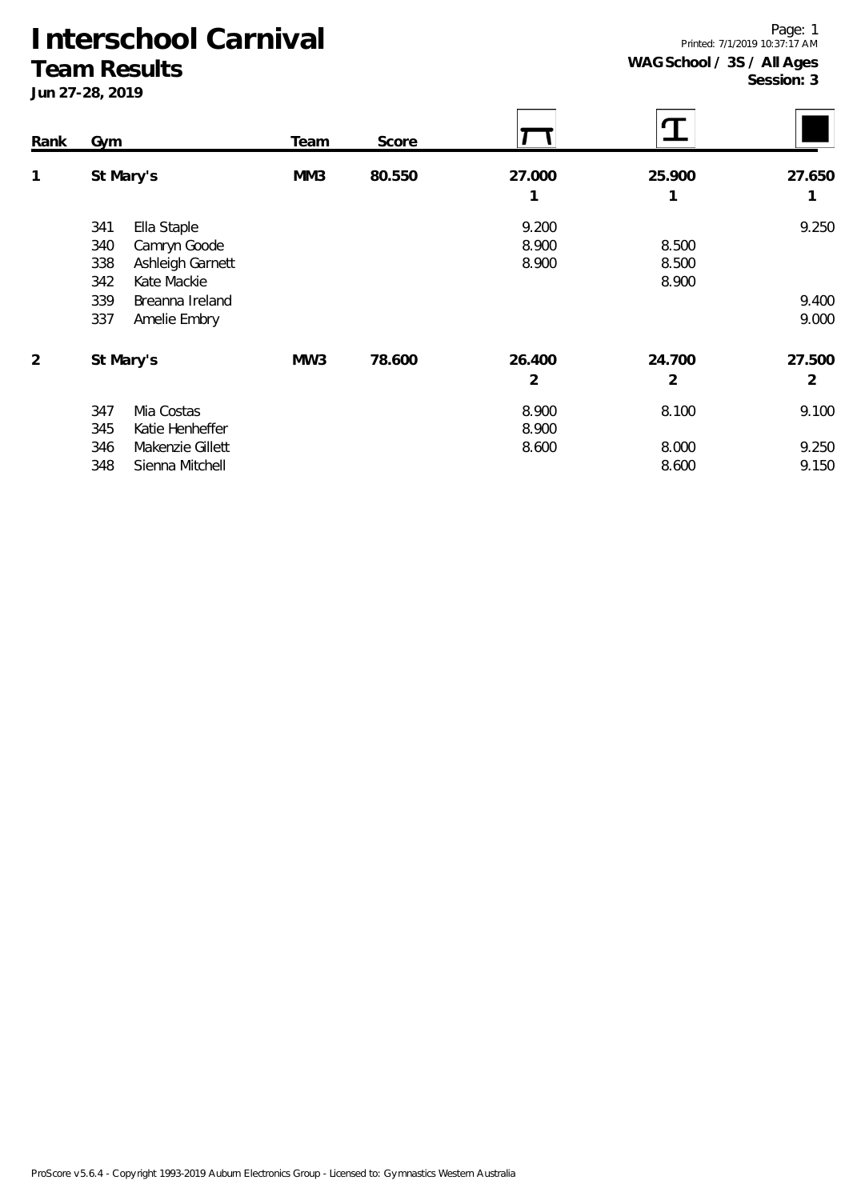# Interschool Carnival

## Team Results

**Jun 27-28, 2019**

**WAG School / 3S / All Ages**
**Session: 3**

| Rank | Gym | Team | Score | Vault | Beam | Floor |
|---|---|---|---|---|---|---|
| 1 | St Mary's | MM3 | 80.550 | 27.000 | 25.900 | 27.650 |
| | | | | 1 | 1 | 1 |
| | 341 Ella Staple | | | 9.200 | | 9.250 |
| | 340 Camryn Goode | | | 8.900 | 8.500 | |
| | 338 Ashleigh Garnett | | | 8.900 | 8.500 | |
| | 342 Kate Mackie | | | | 8.900 | |
| | 339 Breanna Ireland | | | | | 9.400 |
| | 337 Amelie Embry | | | | | 9.000 |
| 2 | St Mary's | MW3 | 78.600 | 26.400 | 24.700 | 27.500 |
| | | | | 2 | 2 | 2 |
| | 347 Mia Costas | | | 8.900 | 8.100 | 9.100 |
| | 345 Katie Henheffer | | | 8.900 | | |
| | 346 Makenzie Gillett | | | 8.600 | 8.000 | 9.250 |
| | 348 Sienna Mitchell | | | | 8.600 | 9.150 |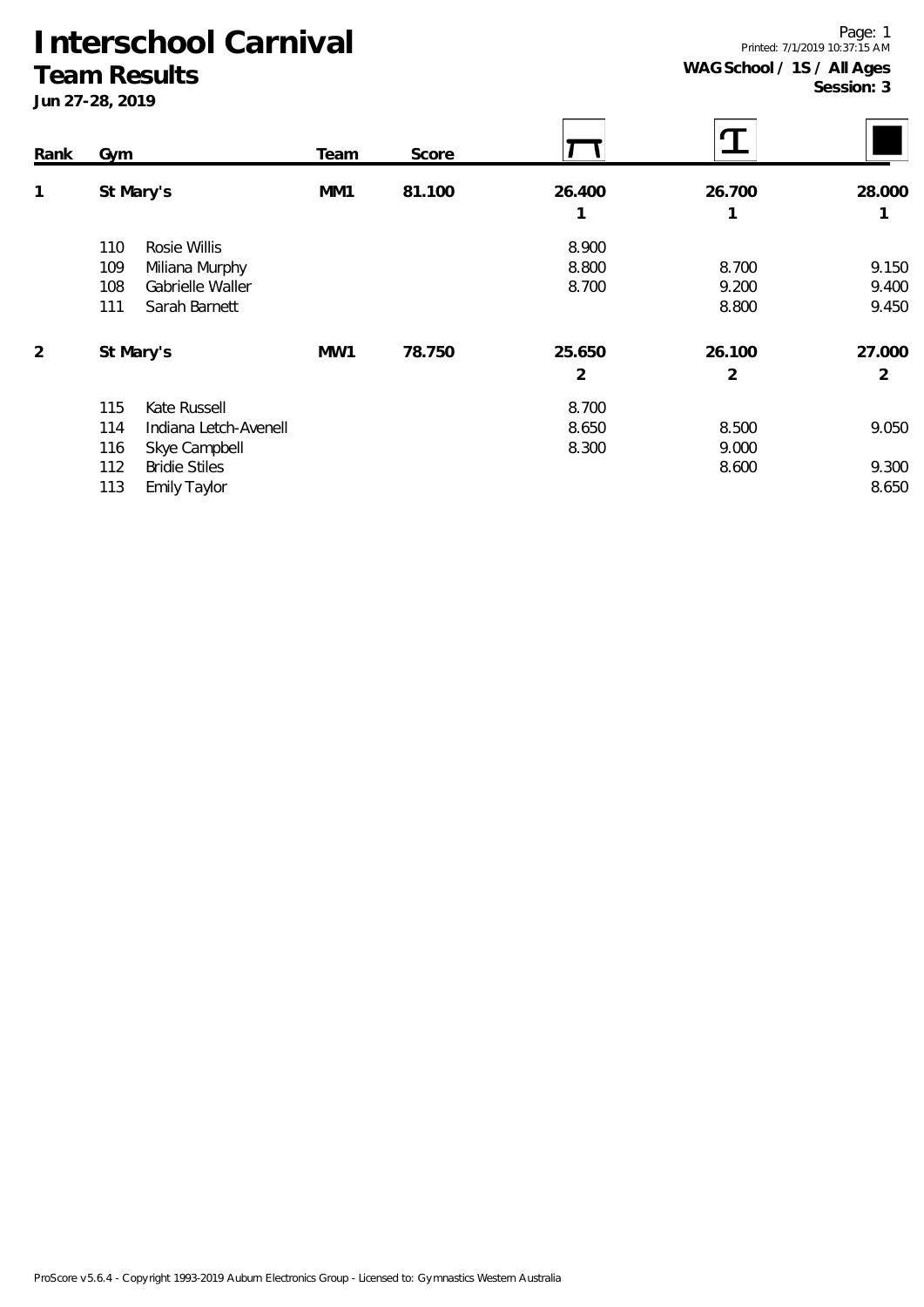# Interschool Carnival

## Team Results

**Jun 27-28, 2019**

**WAG School / 1S / All Ages**
**Session: 3**

| Rank | Gym | | Team | Score | Vault | Beam | Floor |
|---|---|---|---|---|---|---|---|
| 1 | St Mary's | | MM1 | 81.100 | 26.400 | 26.700 | 28.000 |
| | | | | | 1 | 1 | 1 |
| | 110 | Rosie Willis | | | 8.900 | | |
| | 109 | Miliana Murphy | | | 8.800 | 8.700 | 9.150 |
| | 108 | Gabrielle Waller | | | 8.700 | 9.200 | 9.400 |
| | 111 | Sarah Barnett | | | | 8.800 | 9.450 |
| 2 | St Mary's | | MW1 | 78.750 | 25.650 | 26.100 | 27.000 |
| | | | | | 2 | 2 | 2 |
| | 115 | Kate Russell | | | 8.700 | | |
| | 114 | Indiana Letch-Avenell | | | 8.650 | 8.500 | 9.050 |
| | 116 | Skye Campbell | | | 8.300 | 9.000 | |
| | 112 | Bridie Stiles | | | | 8.600 | 9.300 |
| | 113 | Emily Taylor | | | | | 8.650 |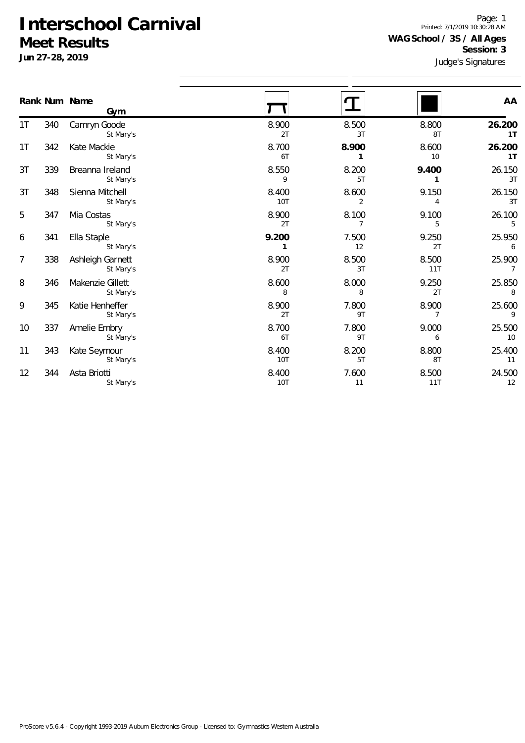# Interschool Carnival

## Meet Results

**Jun 27-28, 2019**

Page: 1
Printed: 7/1/2019 10:30:28 AM

**WAG School / 3S / All Ages**
**Session: 3**

Judge's Signatures

| Rank | Num | Name / Gym | Vault | Beam | Floor | AA |
|---|---|---|---|---|---|---|
| 1T | 340 | Camryn Goode<br>St Mary's | 8.900<br>2T | 8.500<br>3T | 8.800<br>8T | **26.200**<br>**1T** |
| 1T | 342 | Kate Mackie<br>St Mary's | 8.700<br>6T | **8.900**<br>**1** | 8.600<br>10 | **26.200**<br>**1T** |
| 3T | 339 | Breanna Ireland<br>St Mary's | 8.550<br>9 | 8.200<br>5T | **9.400**<br>**1** | 26.150<br>3T |
| 3T | 348 | Sienna Mitchell<br>St Mary's | 8.400<br>10T | 8.600<br>2 | 9.150<br>4 | 26.150<br>3T |
| 5 | 347 | Mia Costas<br>St Mary's | 8.900<br>2T | 8.100<br>7 | 9.100<br>5 | 26.100<br>5 |
| 6 | 341 | Ella Staple<br>St Mary's | **9.200**<br>**1** | 7.500<br>12 | 9.250<br>2T | 25.950<br>6 |
| 7 | 338 | Ashleigh Garnett<br>St Mary's | 8.900<br>2T | 8.500<br>3T | 8.500<br>11T | 25.900<br>7 |
| 8 | 346 | Makenzie Gillett<br>St Mary's | 8.600<br>8 | 8.000<br>8 | 9.250<br>2T | 25.850<br>8 |
| 9 | 345 | Katie Henheffer<br>St Mary's | 8.900<br>2T | 7.800<br>9T | 8.900<br>7 | 25.600<br>9 |
| 10 | 337 | Amelie Embry<br>St Mary's | 8.700<br>6T | 7.800<br>9T | 9.000<br>6 | 25.500<br>10 |
| 11 | 343 | Kate Seymour<br>St Mary's | 8.400<br>10T | 8.200<br>5T | 8.800<br>8T | 25.400<br>11 |
| 12 | 344 | Asta Briotti<br>St Mary's | 8.400<br>10T | 7.600<br>11 | 8.500<br>11T | 24.500<br>12 |

ProScore v5.6.4 - Copyright 1993-2019 Auburn Electronics Group - Licensed to: Gymnastics Western Australia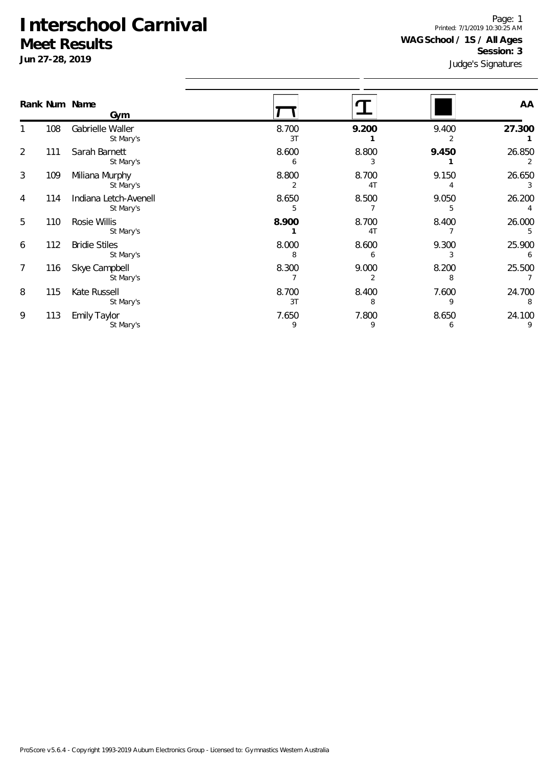# Interschool Carnival

## Meet Results

**Jun 27-28, 2019**

**WAG School / 1S / All Ages**
**Session: 3**

Judge's Signatures

| Rank | Num | Name / Gym | Vault | Beam | Floor | AA |
|---|---|---|---|---|---|---|
| 1 | 108 | Gabrielle Waller<br>St Mary's | 8.700<br>3T | **9.200**<br>**1** | 9.400<br>2 | **27.300**<br>**1** |
| 2 | 111 | Sarah Barnett<br>St Mary's | 8.600<br>6 | 8.800<br>3 | **9.450**<br>**1** | 26.850<br>2 |
| 3 | 109 | Miliana Murphy<br>St Mary's | 8.800<br>2 | 8.700<br>4T | 9.150<br>4 | 26.650<br>3 |
| 4 | 114 | Indiana Letch-Avenell<br>St Mary's | 8.650<br>5 | 8.500<br>7 | 9.050<br>5 | 26.200<br>4 |
| 5 | 110 | Rosie Willis<br>St Mary's | **8.900**<br>**1** | 8.700<br>4T | 8.400<br>7 | 26.000<br>5 |
| 6 | 112 | Bridie Stiles<br>St Mary's | 8.000<br>8 | 8.600<br>6 | 9.300<br>3 | 25.900<br>6 |
| 7 | 116 | Skye Campbell<br>St Mary's | 8.300<br>7 | 9.000<br>2 | 8.200<br>8 | 25.500<br>7 |
| 8 | 115 | Kate Russell<br>St Mary's | 8.700<br>3T | 8.400<br>8 | 7.600<br>9 | 24.700<br>8 |
| 9 | 113 | Emily Taylor<br>St Mary's | 7.650<br>9 | 7.800<br>9 | 8.650<br>6 | 24.100<br>9 |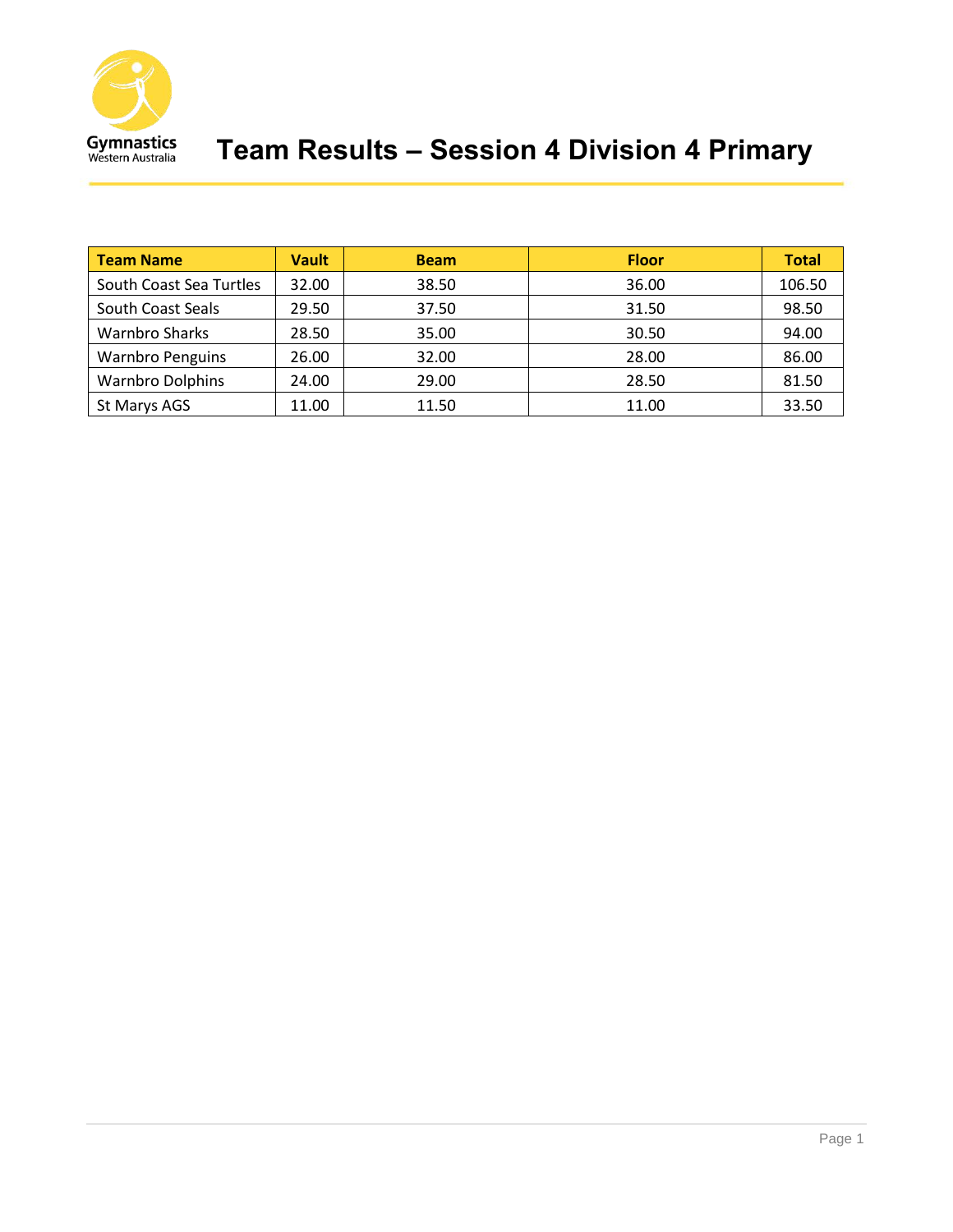# Team Results – Session 4 Division 4 Primary

| Team Name | Vault | Beam | Floor | Total |
|---|---|---|---|---|
| South Coast Sea Turtles | 32.00 | 38.50 | 36.00 | 106.50 |
| South Coast Seals | 29.50 | 37.50 | 31.50 | 98.50 |
| Warnbro Sharks | 28.50 | 35.00 | 30.50 | 94.00 |
| Warnbro Penguins | 26.00 | 32.00 | 28.00 | 86.00 |
| Warnbro Dolphins | 24.00 | 29.00 | 28.50 | 81.50 |
| St Marys AGS | 11.00 | 11.50 | 11.00 | 33.50 |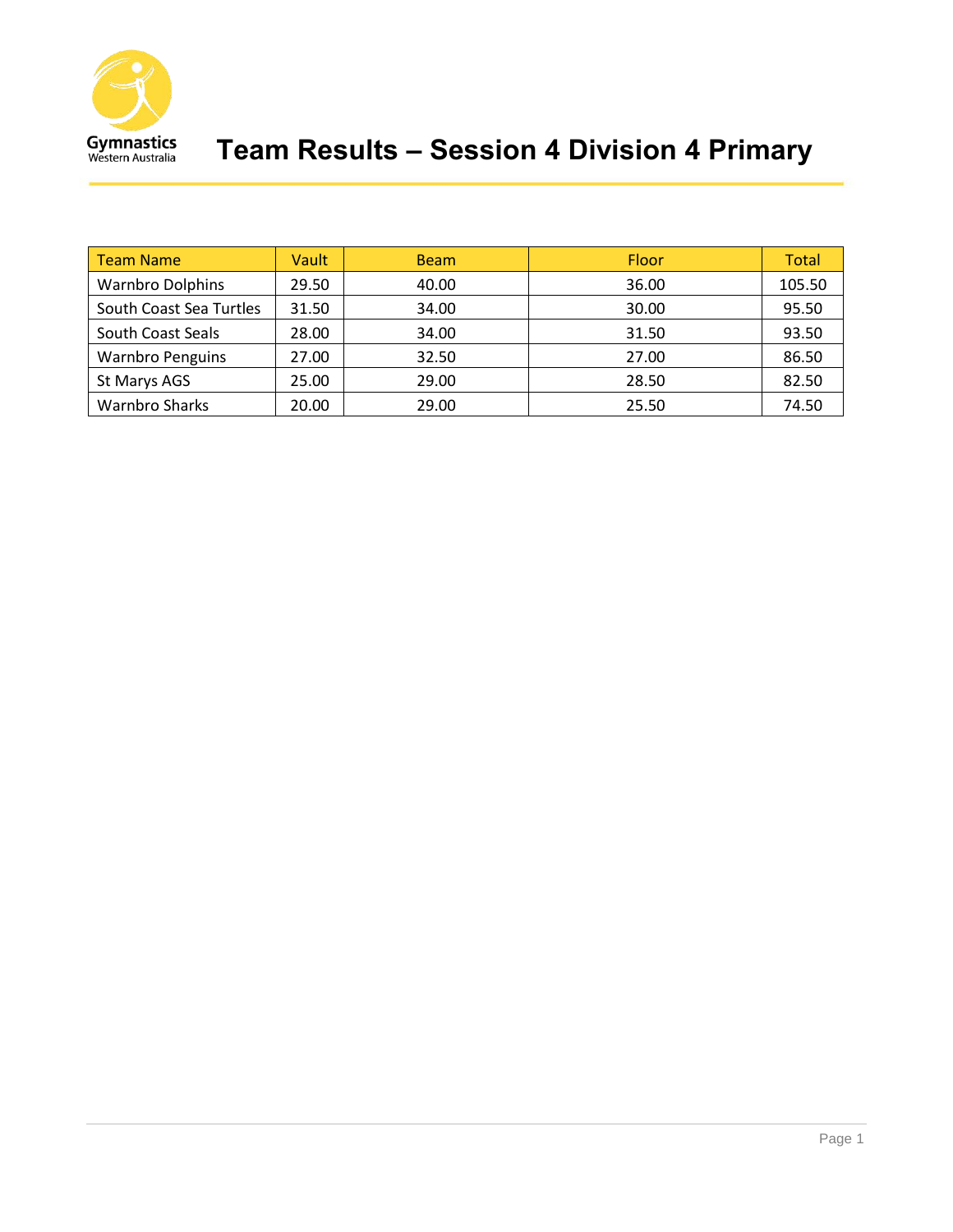# Team Results – Session 4 Division 4 Primary

| Team Name | Vault | Beam | Floor | Total |
|---|---|---|---|---|
| Warnbro Dolphins | 29.50 | 40.00 | 36.00 | 105.50 |
| South Coast Sea Turtles | 31.50 | 34.00 | 30.00 | 95.50 |
| South Coast Seals | 28.00 | 34.00 | 31.50 | 93.50 |
| Warnbro Penguins | 27.00 | 32.50 | 27.00 | 86.50 |
| St Marys AGS | 25.00 | 29.00 | 28.50 | 82.50 |
| Warnbro Sharks | 20.00 | 29.00 | 25.50 | 74.50 |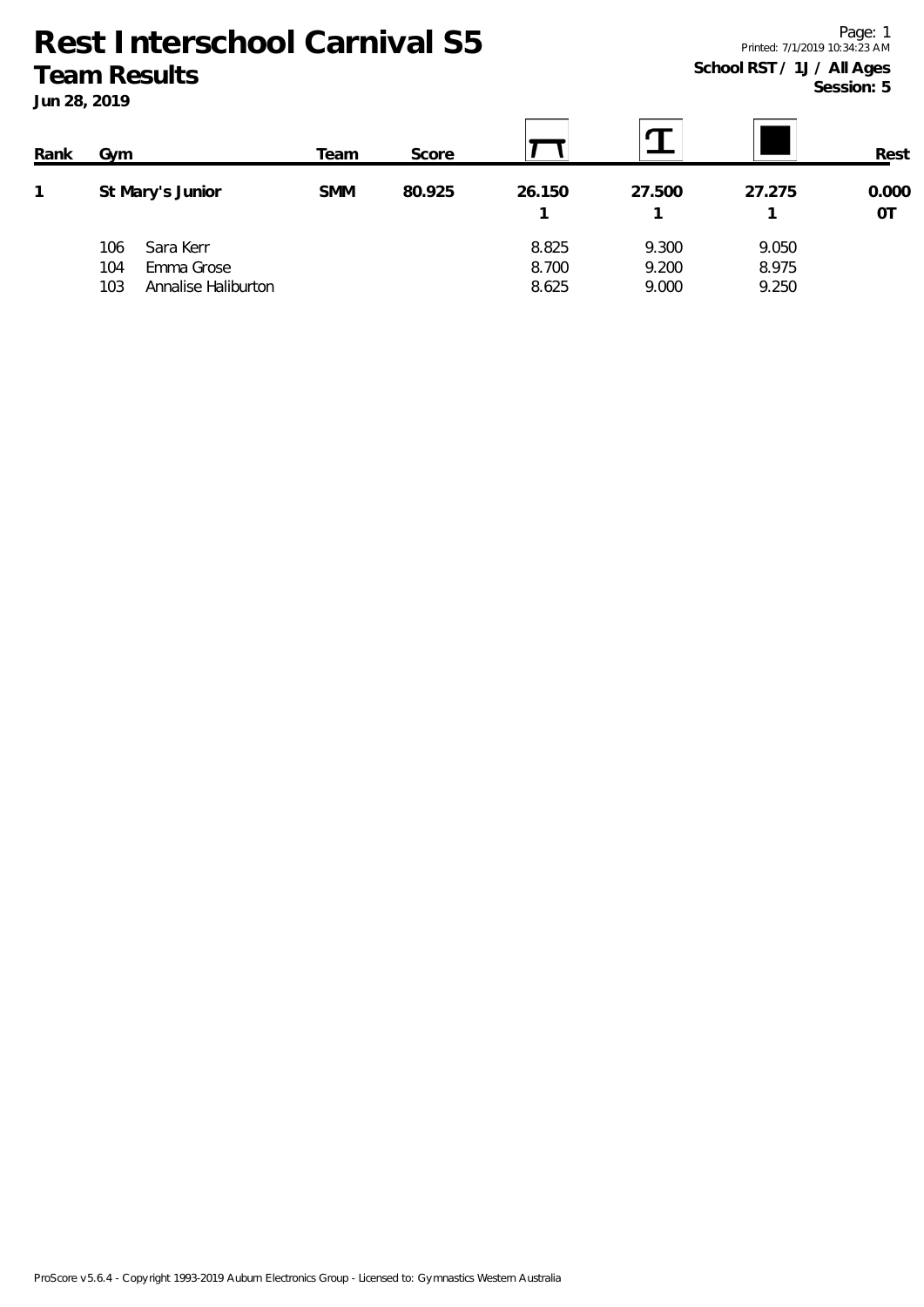# Rest Interschool Carnival S5

## Team Results

**Jun 28, 2019**

Printed: 7/1/2019 10:34:23 AM

**School RST / 1J / All Ages**

**Session: 5**

| Rank | Gym | Team | Score | Vault | Beam | Floor | Rest |
|---|---|---|---|---|---|---|---|
| 1 | St Mary's Junior | SMM | 80.925 | 26.150 | 27.500 | 27.275 | 0.000 |
| | | | | 1 | 1 | 1 | 0T |
| | 106 Sara Kerr | | | 8.825 | 9.300 | 9.050 | |
| | 104 Emma Grose | | | 8.700 | 9.200 | 8.975 | |
| | 103 Annalise Haliburton | | | 8.625 | 9.000 | 9.250 | |

ProScore v5.6.4 - Copyright 1993-2019 Auburn Electronics Group - Licensed to: Gymnastics Western Australia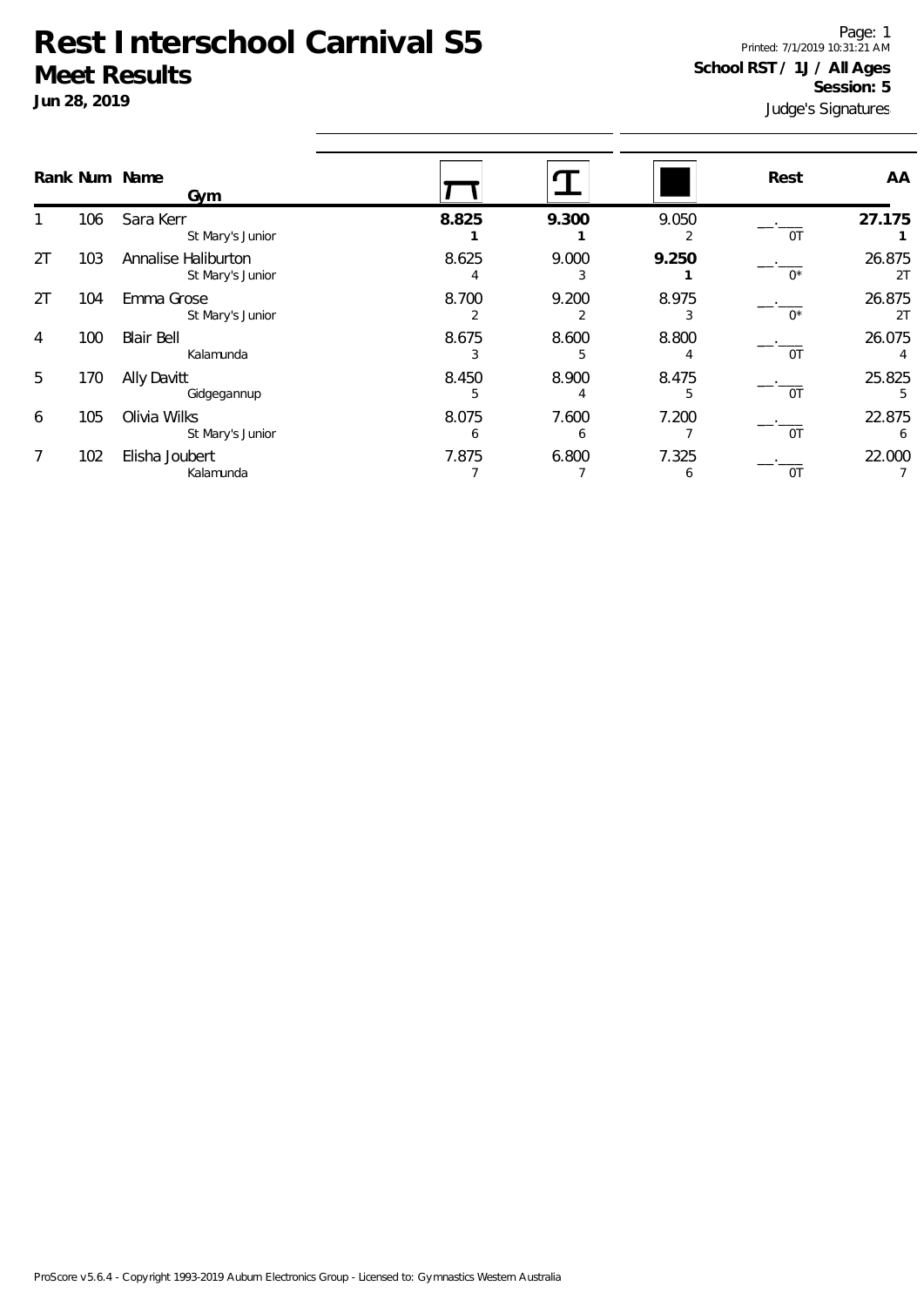# Rest Interschool Carnival S5

## Meet Results

**Jun 28, 2019**

**School RST / 1J / All Ages**
**Session: 5**
Judge's Signatures

| Rank | Num | Name / Gym | Vault | Beam | Floor | Rest | AA |
|---|---|---|---|---|---|---|---|
| 1 | 106 | Sara Kerr<br>St Mary's Junior | **8.825**<br>**1** | **9.300**<br>**1** | 9.050<br>2 | \_\_.\_\_\_<br>0T | **27.175**<br>**1** |
| 2T | 103 | Annalise Haliburton<br>St Mary's Junior | 8.625<br>4 | 9.000<br>3 | **9.250**<br>**1** | \_\_.\_\_\_<br>0* | 26.875<br>2T |
| 2T | 104 | Emma Grose<br>St Mary's Junior | 8.700<br>2 | 9.200<br>2 | 8.975<br>3 | \_\_.\_\_\_<br>0* | 26.875<br>2T |
| 4 | 100 | Blair Bell<br>Kalamunda | 8.675<br>3 | 8.600<br>5 | 8.800<br>4 | \_\_.\_\_\_<br>0T | 26.075<br>4 |
| 5 | 170 | Ally Davitt<br>Gidgegannup | 8.450<br>5 | 8.900<br>4 | 8.475<br>5 | \_\_.\_\_\_<br>0T | 25.825<br>5 |
| 6 | 105 | Olivia Wilks<br>St Mary's Junior | 8.075<br>6 | 7.600<br>6 | 7.200<br>7 | \_\_.\_\_\_<br>0T | 22.875<br>6 |
| 7 | 102 | Elisha Joubert<br>Kalamunda | 7.875<br>7 | 6.800<br>7 | 7.325<br>6 | \_\_.\_\_\_<br>0T | 22.000<br>7 |

ProScore v5.6.4 - Copyright 1993-2019 Auburn Electronics Group - Licensed to: Gymnastics Western Australia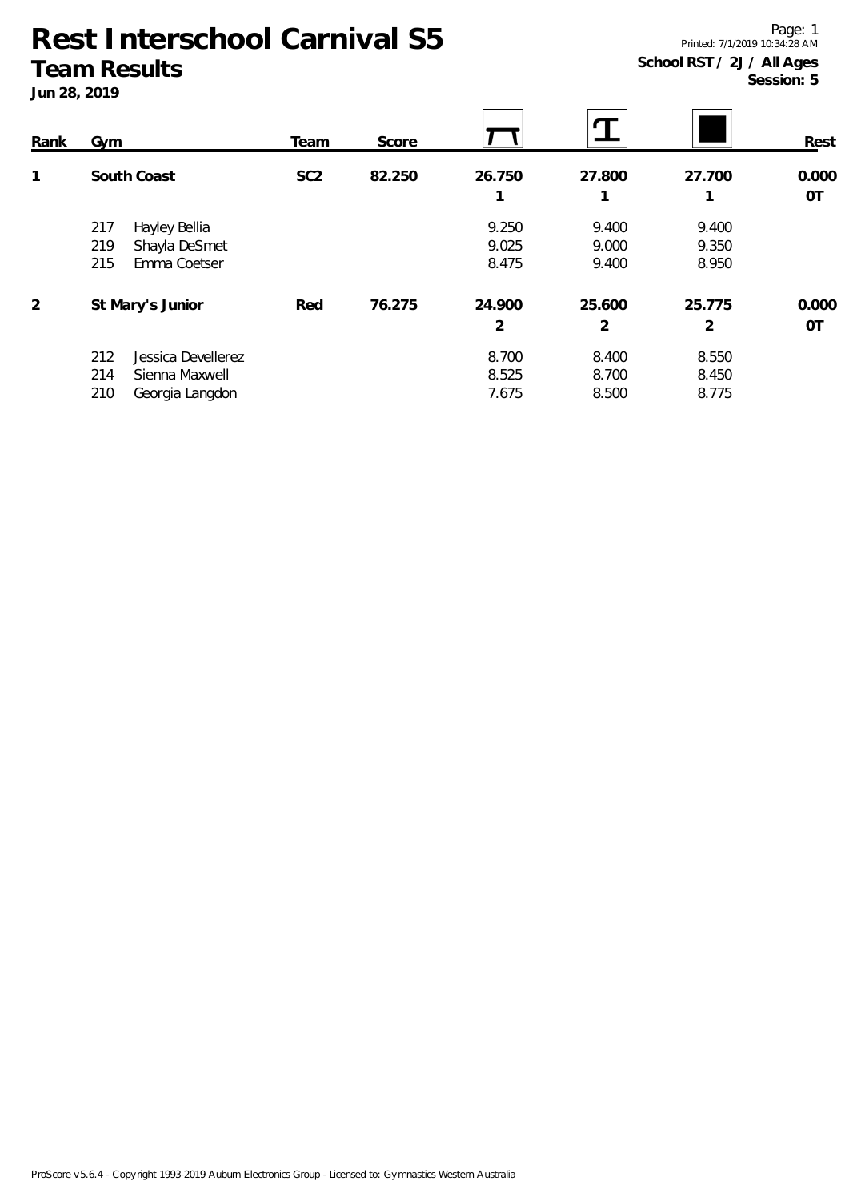# Rest Interschool Carnival S5

## Team Results

**Jun 28, 2019**

Page: 1
Printed: 7/1/2019 10:34:28 AM
**School RST / 2J / All Ages**
**Session: 5**

| Rank | Gym | Team | Score | Vault | Beam | Floor | Rest |
|---|---|---|---|---|---|---|---|
| 1 | **South Coast** | **SC2** | **82.250** | **26.750** 1 | **27.800** 1 | **27.700** 1 | **0.000** 0T |
| | 217 Hayley Bellia | | | 9.250 | 9.400 | 9.400 | |
| | 219 Shayla DeSmet | | | 9.025 | 9.000 | 9.350 | |
| | 215 Emma Coetser | | | 8.475 | 9.400 | 8.950 | |
| 2 | **St Mary's Junior** | **Red** | **76.275** | **24.900** 2 | **25.600** 2 | **25.775** 2 | **0.000** 0T |
| | 212 Jessica Devellerez | | | 8.700 | 8.400 | 8.550 | |
| | 214 Sienna Maxwell | | | 8.525 | 8.700 | 8.450 | |
| | 210 Georgia Langdon | | | 7.675 | 8.500 | 8.775 | |

ProScore v5.6.4 - Copyright 1993-2019 Auburn Electronics Group - Licensed to: Gymnastics Western Australia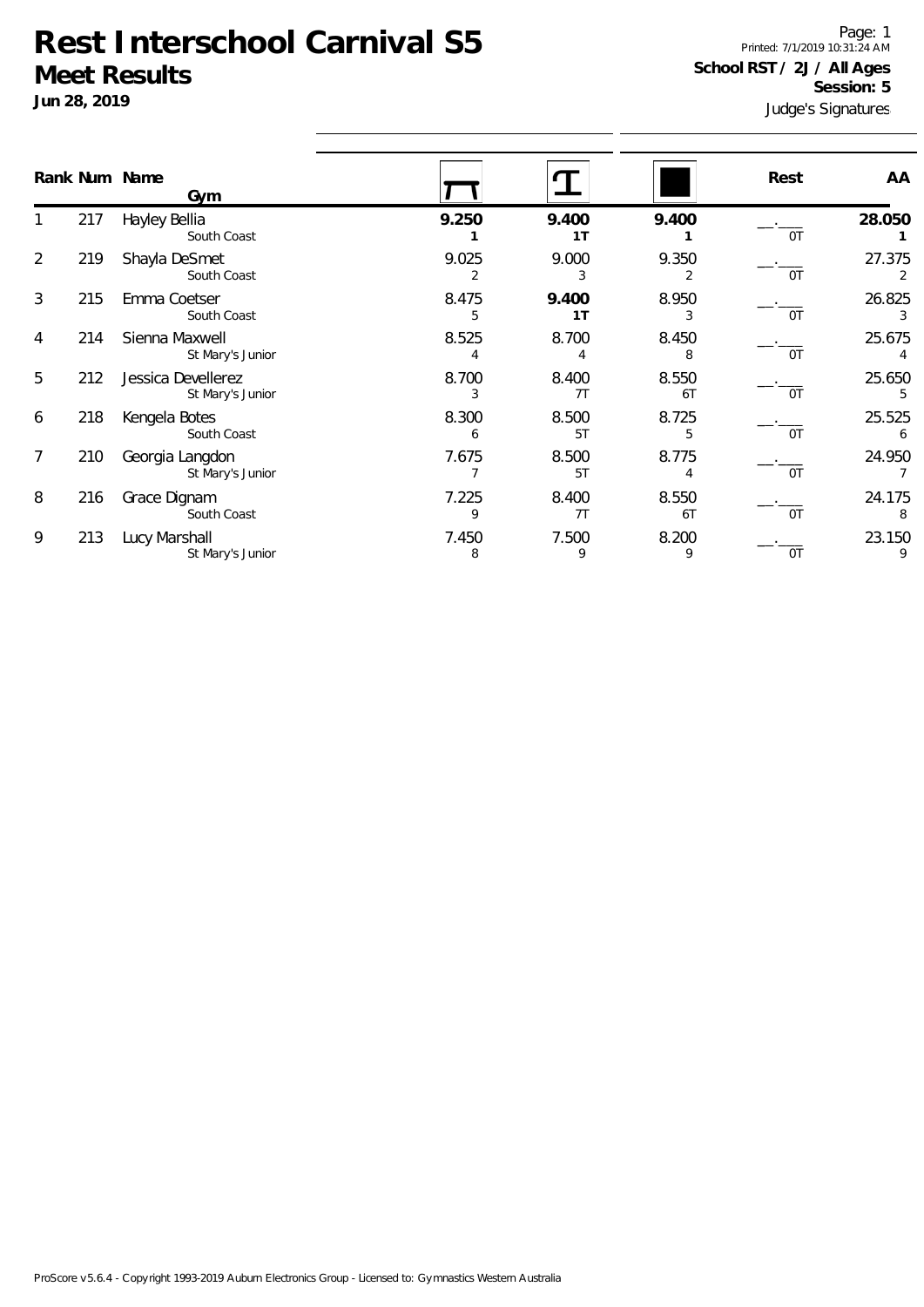# Rest Interschool Carnival S5

## Meet Results

**Jun 28, 2019**

**School RST / 2J / All Ages**
**Session: 5**

Judge's Signatures

| Rank | Num | Name / Gym | Vault | Beam | Floor | Rest | AA |
|---|---|---|---|---|---|---|---|
| 1 | 217 | Hayley Bellia<br>South Coast | **9.250**<br>**1** | **9.400**<br>**1T** | **9.400**<br>**1** | \_\_.\_\_\_<br>0T | **28.050**<br>**1** |
| 2 | 219 | Shayla DeSmet<br>South Coast | 9.025<br>2 | 9.000<br>3 | 9.350<br>2 | \_\_.\_\_\_<br>0T | 27.375<br>2 |
| 3 | 215 | Emma Coetser<br>South Coast | 8.475<br>5 | **9.400**<br>**1T** | 8.950<br>3 | \_\_.\_\_\_<br>0T | 26.825<br>3 |
| 4 | 214 | Sienna Maxwell<br>St Mary's Junior | 8.525<br>4 | 8.700<br>4 | 8.450<br>8 | \_\_.\_\_\_<br>0T | 25.675<br>4 |
| 5 | 212 | Jessica Devellerez<br>St Mary's Junior | 8.700<br>3 | 8.400<br>7T | 8.550<br>6T | \_\_.\_\_\_<br>0T | 25.650<br>5 |
| 6 | 218 | Kengela Botes<br>South Coast | 8.300<br>6 | 8.500<br>5T | 8.725<br>5 | \_\_.\_\_\_<br>0T | 25.525<br>6 |
| 7 | 210 | Georgia Langdon<br>St Mary's Junior | 7.675<br>7 | 8.500<br>5T | 8.775<br>4 | \_\_.\_\_\_<br>0T | 24.950<br>7 |
| 8 | 216 | Grace Dignam<br>South Coast | 7.225<br>9 | 8.400<br>7T | 8.550<br>6T | \_\_.\_\_\_<br>0T | 24.175<br>8 |
| 9 | 213 | Lucy Marshall<br>St Mary's Junior | 7.450<br>8 | 7.500<br>9 | 8.200<br>9 | \_\_.\_\_\_<br>0T | 23.150<br>9 |

ProScore v5.6.4 - Copyright 1993-2019 Auburn Electronics Group - Licensed to: Gymnastics Western Australia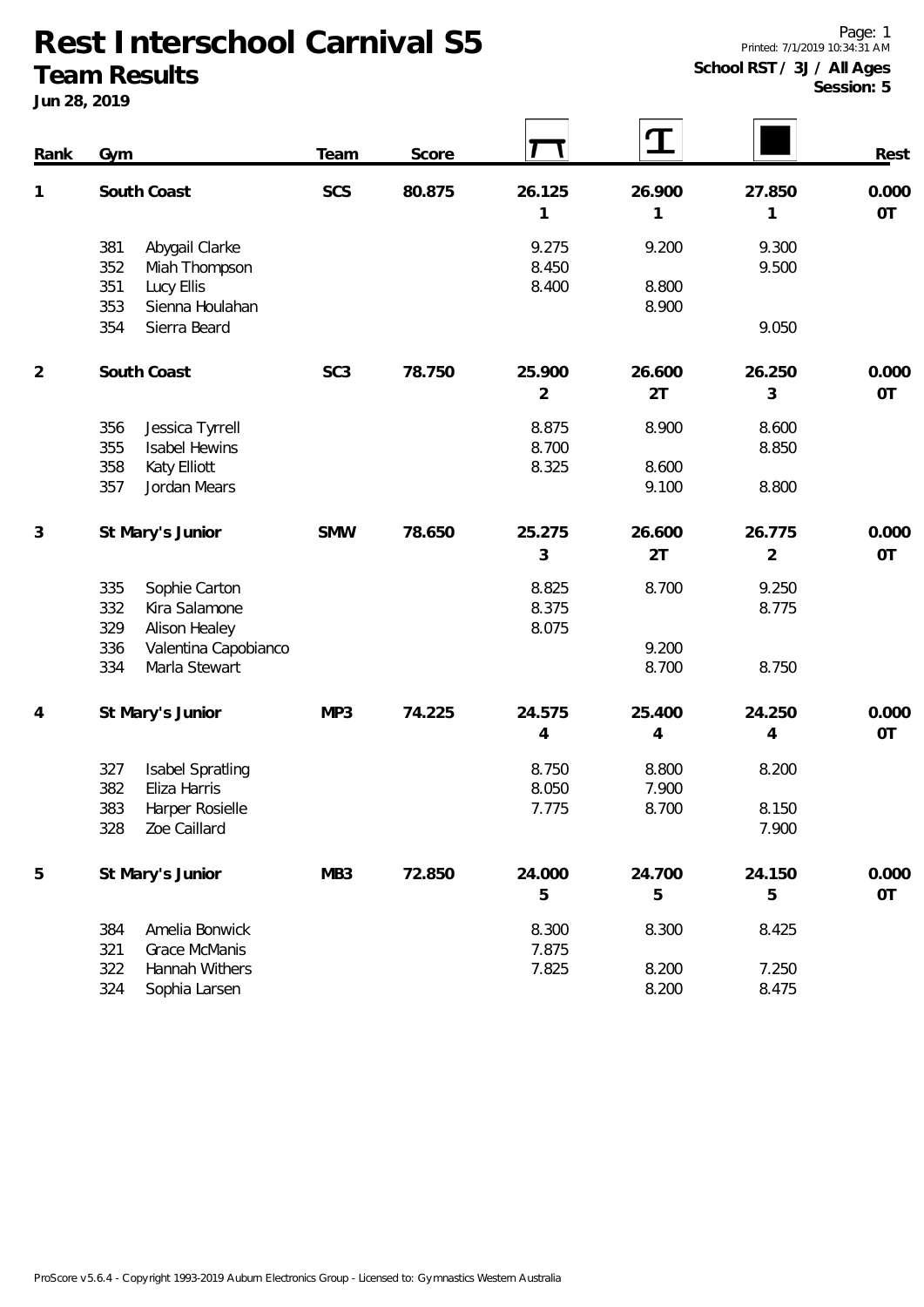# Rest Interschool Carnival S5

## Team Results

**Jun 28, 2019**

Printed: 7/1/2019 10:34:31 AM

**School RST / 3J / All Ages**
**Session: 5**

| Rank | Gym | | Team | Score | Vault | Bars | Floor | Rest |
|---|---|---|---|---|---|---|---|---|
| 1 | | **South Coast** | **SCS** | **80.875** | **26.125** | **26.900** | **27.850** | **0.000** |
| | | | | | **1** | **1** | **1** | **0T** |
| | 381 | Abygail Clarke | | | 9.275 | 9.200 | 9.300 | |
| | 352 | Miah Thompson | | | 8.450 | | 9.500 | |
| | 351 | Lucy Ellis | | | 8.400 | 8.800 | | |
| | 353 | Sienna Houlahan | | | | 8.900 | | |
| | 354 | Sierra Beard | | | | | 9.050 | |
| 2 | | **South Coast** | **SC3** | **78.750** | **25.900** | **26.600** | **26.250** | **0.000** |
| | | | | | **2** | **2T** | **3** | **0T** |
| | 356 | Jessica Tyrrell | | | 8.875 | 8.900 | 8.600 | |
| | 355 | Isabel Hewins | | | 8.700 | | 8.850 | |
| | 358 | Katy Elliott | | | 8.325 | 8.600 | | |
| | 357 | Jordan Mears | | | | 9.100 | 8.800 | |
| 3 | | **St Mary's Junior** | **SMW** | **78.650** | **25.275** | **26.600** | **26.775** | **0.000** |
| | | | | | **3** | **2T** | **2** | **0T** |
| | 335 | Sophie Carton | | | 8.825 | 8.700 | 9.250 | |
| | 332 | Kira Salamone | | | 8.375 | | 8.775 | |
| | 329 | Alison Healey | | | 8.075 | | | |
| | 336 | Valentina Capobianco | | | | 9.200 | | |
| | 334 | Marla Stewart | | | | 8.700 | 8.750 | |
| 4 | | **St Mary's Junior** | **MP3** | **74.225** | **24.575** | **25.400** | **24.250** | **0.000** |
| | | | | | **4** | **4** | **4** | **0T** |
| | 327 | Isabel Spratling | | | 8.750 | 8.800 | 8.200 | |
| | 382 | Eliza Harris | | | 8.050 | 7.900 | | |
| | 383 | Harper Rosielle | | | 7.775 | 8.700 | 8.150 | |
| | 328 | Zoe Caillard | | | | | 7.900 | |
| 5 | | **St Mary's Junior** | **MB3** | **72.850** | **24.000** | **24.700** | **24.150** | **0.000** |
| | | | | | **5** | **5** | **5** | **0T** |
| | 384 | Amelia Bonwick | | | 8.300 | 8.300 | 8.425 | |
| | 321 | Grace McManis | | | 7.875 | | | |
| | 322 | Hannah Withers | | | 7.825 | 8.200 | 7.250 | |
| | 324 | Sophia Larsen | | | | 8.200 | 8.475 | |

ProScore v5.6.4 - Copyright 1993-2019 Auburn Electronics Group - Licensed to: Gymnastics Western Australia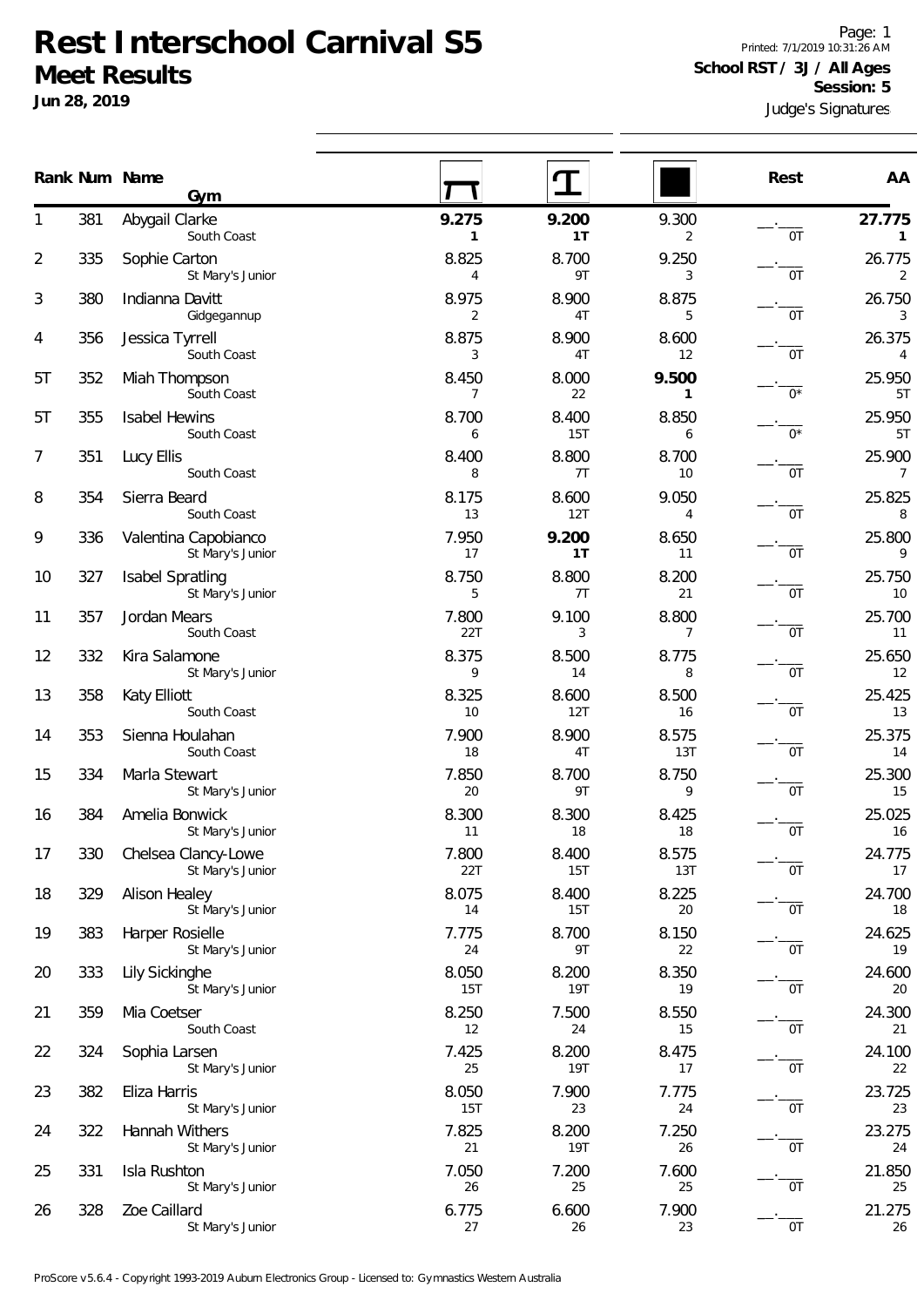# Rest Interschool Carnival S5

## Meet Results

**Jun 28, 2019**

Printed: 7/1/2019 10:31:26 AM

**School RST / 3J / All Ages**

**Session: 5**

Judge's Signatures

| Rank | Num | Name / Gym | Bars | Beam | Floor | Rest | AA |
|---|---|---|---|---|---|---|---|
| 1 | 381 | Abygail Clarke<br>South Coast | **9.275**<br>**1** | **9.200**<br>**1T** | 9.300<br>2 | \_\_.\_\_\_<br>0T | **27.775**<br>**1** |
| 2 | 335 | Sophie Carton<br>St Mary's Junior | 8.825<br>4 | 8.700<br>9T | 9.250<br>3 | \_\_.\_\_\_<br>0T | 26.775<br>2 |
| 3 | 380 | Indianna Davitt<br>Gidgegannup | 8.975<br>2 | 8.900<br>4T | 8.875<br>5 | \_\_.\_\_\_<br>0T | 26.750<br>3 |
| 4 | 356 | Jessica Tyrrell<br>South Coast | 8.875<br>3 | 8.900<br>4T | 8.600<br>12 | \_\_.\_\_\_<br>0T | 26.375<br>4 |
| 5T | 352 | Miah Thompson<br>South Coast | 8.450<br>7 | 8.000<br>22 | **9.500**<br>**1** | \_\_.\_\_\_<br>0* | 25.950<br>5T |
| 5T | 355 | Isabel Hewins<br>South Coast | 8.700<br>6 | 8.400<br>15T | 8.850<br>6 | \_\_.\_\_\_<br>0* | 25.950<br>5T |
| 7 | 351 | Lucy Ellis<br>South Coast | 8.400<br>8 | 8.800<br>7T | 8.700<br>10 | \_\_.\_\_\_<br>0T | 25.900<br>7 |
| 8 | 354 | Sierra Beard<br>South Coast | 8.175<br>13 | 8.600<br>12T | 9.050<br>4 | \_\_.\_\_\_<br>0T | 25.825<br>8 |
| 9 | 336 | Valentina Capobianco<br>St Mary's Junior | 7.950<br>17 | **9.200**<br>**1T** | 8.650<br>11 | \_\_.\_\_\_<br>0T | 25.800<br>9 |
| 10 | 327 | Isabel Spratling<br>St Mary's Junior | 8.750<br>5 | 8.800<br>7T | 8.200<br>21 | \_\_.\_\_\_<br>0T | 25.750<br>10 |
| 11 | 357 | Jordan Mears<br>South Coast | 7.800<br>22T | 9.100<br>3 | 8.800<br>7 | \_\_.\_\_\_<br>0T | 25.700<br>11 |
| 12 | 332 | Kira Salamone<br>St Mary's Junior | 8.375<br>9 | 8.500<br>14 | 8.775<br>8 | \_\_.\_\_\_<br>0T | 25.650<br>12 |
| 13 | 358 | Katy Elliott<br>South Coast | 8.325<br>10 | 8.600<br>12T | 8.500<br>16 | \_\_.\_\_\_<br>0T | 25.425<br>13 |
| 14 | 353 | Sienna Houlahan<br>South Coast | 7.900<br>18 | 8.900<br>4T | 8.575<br>13T | \_\_.\_\_\_<br>0T | 25.375<br>14 |
| 15 | 334 | Marla Stewart<br>St Mary's Junior | 7.850<br>20 | 8.700<br>9T | 8.750<br>9 | \_\_.\_\_\_<br>0T | 25.300<br>15 |
| 16 | 384 | Amelia Bonwick<br>St Mary's Junior | 8.300<br>11 | 8.300<br>18 | 8.425<br>18 | \_\_.\_\_\_<br>0T | 25.025<br>16 |
| 17 | 330 | Chelsea Clancy-Lowe<br>St Mary's Junior | 7.800<br>22T | 8.400<br>15T | 8.575<br>13T | \_\_.\_\_\_<br>0T | 24.775<br>17 |
| 18 | 329 | Alison Healey<br>St Mary's Junior | 8.075<br>14 | 8.400<br>15T | 8.225<br>20 | \_\_.\_\_\_<br>0T | 24.700<br>18 |
| 19 | 383 | Harper Rosielle<br>St Mary's Junior | 7.775<br>24 | 8.700<br>9T | 8.150<br>22 | \_\_.\_\_\_<br>0T | 24.625<br>19 |
| 20 | 333 | Lily Sickinghe<br>St Mary's Junior | 8.050<br>15T | 8.200<br>19T | 8.350<br>19 | \_\_.\_\_\_<br>0T | 24.600<br>20 |
| 21 | 359 | Mia Coetser<br>South Coast | 8.250<br>12 | 7.500<br>24 | 8.550<br>15 | \_\_.\_\_\_<br>0T | 24.300<br>21 |
| 22 | 324 | Sophia Larsen<br>St Mary's Junior | 7.425<br>25 | 8.200<br>19T | 8.475<br>17 | \_\_.\_\_\_<br>0T | 24.100<br>22 |
| 23 | 382 | Eliza Harris<br>St Mary's Junior | 8.050<br>15T | 7.900<br>23 | 7.775<br>24 | \_\_.\_\_\_<br>0T | 23.725<br>23 |
| 24 | 322 | Hannah Withers<br>St Mary's Junior | 7.825<br>21 | 8.200<br>19T | 7.250<br>26 | \_\_.\_\_\_<br>0T | 23.275<br>24 |
| 25 | 331 | Isla Rushton<br>St Mary's Junior | 7.050<br>26 | 7.200<br>25 | 7.600<br>25 | \_\_.\_\_\_<br>0T | 21.850<br>25 |
| 26 | 328 | Zoe Caillard<br>St Mary's Junior | 6.775<br>27 | 6.600<br>26 | 7.900<br>23 | \_\_.\_\_\_<br>0T | 21.275<br>26 |

ProScore v5.6.4 - Copyright 1993-2019 Auburn Electronics Group - Licensed to: Gymnastics Western Australia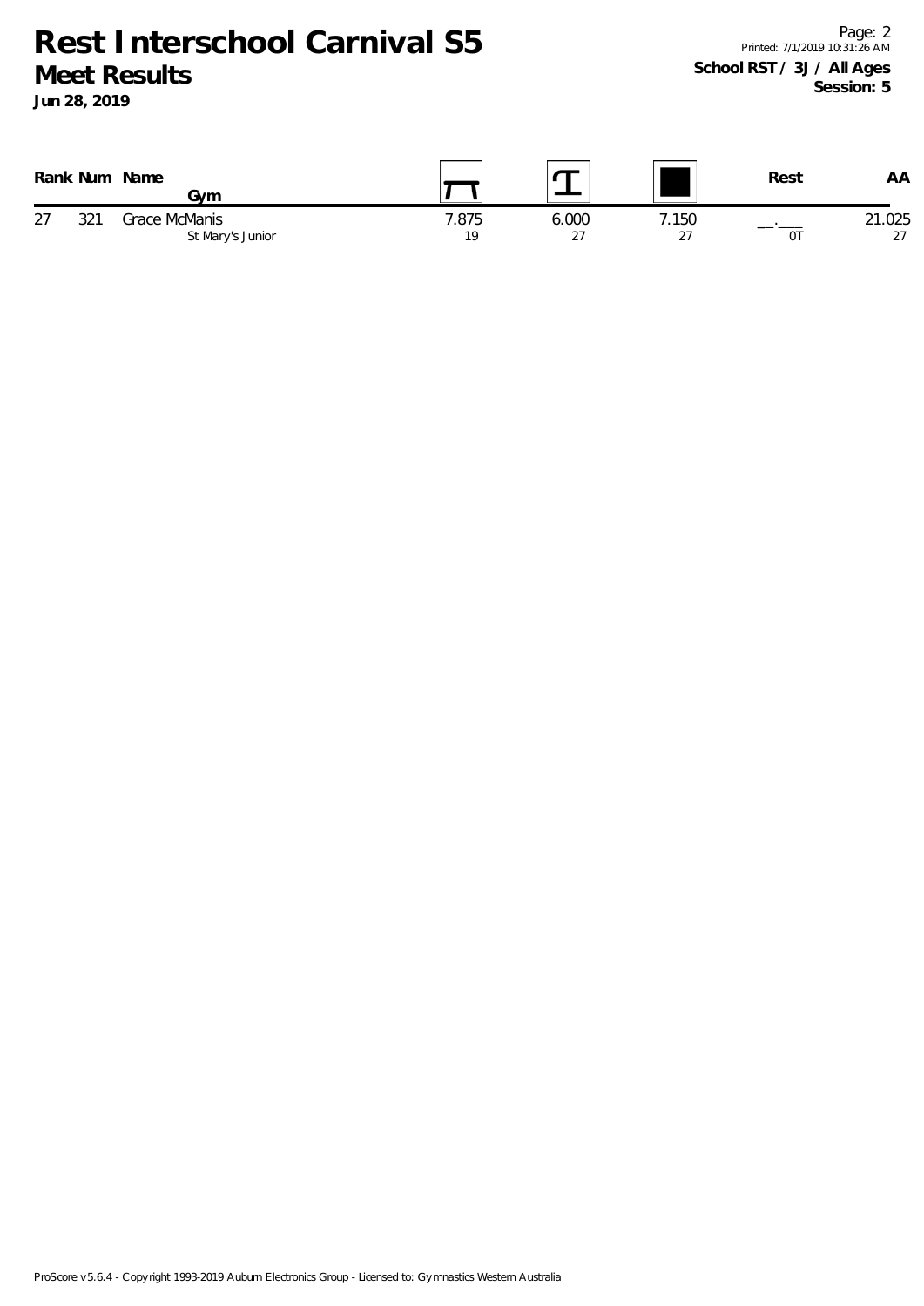# Rest Interschool Carnival S5

## Meet Results

**Jun 28, 2019**

**School RST / 3J / All Ages**
**Session: 5**

| Rank | Num | Name / Gym | Vault | Beam | Floor | Rest | AA |
|---|---|---|---|---|---|---|---|
| 27 | 321 | Grace McManis | 7.875 | 6.000 | 7.150 | __.___ | 21.025 |
| | | St Mary's Junior | 19 | 27 | 27 | 0T | 27 |

ProScore v5.6.4 - Copyright 1993-2019 Auburn Electronics Group - Licensed to: Gymnastics Western Australia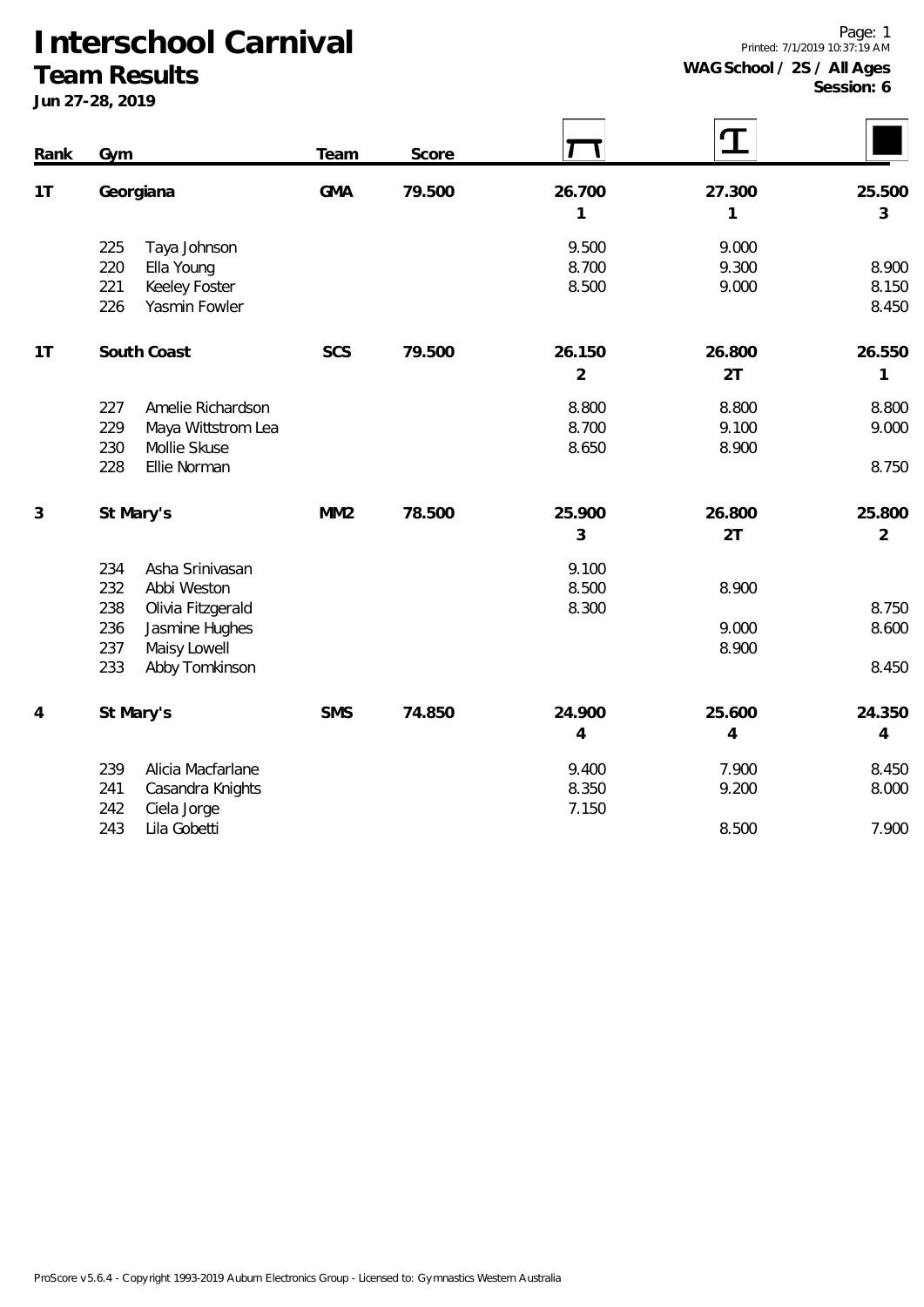# Interschool Carnival

## Team Results

**Jun 27-28, 2019**

**WAG School / 2S / All Ages**
**Session: 6**

| Rank | Gym | Team | Score | Bars | Beam | Floor |
|---|---|---|---|---|---|---|
| 1T | Georgiana | GMA | 79.500 | 26.700 | 27.300 | 25.500 |
| | | | | 1 | 1 | 3 |
| | 225 Taya Johnson | | | 9.500 | 9.000 | |
| | 220 Ella Young | | | 8.700 | 9.300 | 8.900 |
| | 221 Keeley Foster | | | 8.500 | 9.000 | 8.150 |
| | 226 Yasmin Fowler | | | | | 8.450 |
| 1T | South Coast | SCS | 79.500 | 26.150 | 26.800 | 26.550 |
| | | | | 2 | 2T | 1 |
| | 227 Amelie Richardson | | | 8.800 | 8.800 | 8.800 |
| | 229 Maya Wittstrom Lea | | | 8.700 | 9.100 | 9.000 |
| | 230 Mollie Skuse | | | 8.650 | 8.900 | |
| | 228 Ellie Norman | | | | | 8.750 |
| 3 | St Mary's | MM2 | 78.500 | 25.900 | 26.800 | 25.800 |
| | | | | 3 | 2T | 2 |
| | 234 Asha Srinivasan | | | 9.100 | | |
| | 232 Abbi Weston | | | 8.500 | 8.900 | |
| | 238 Olivia Fitzgerald | | | 8.300 | | 8.750 |
| | 236 Jasmine Hughes | | | | 9.000 | 8.600 |
| | 237 Maisy Lowell | | | | 8.900 | |
| | 233 Abby Tomkinson | | | | | 8.450 |
| 4 | St Mary's | SMS | 74.850 | 24.900 | 25.600 | 24.350 |
| | | | | 4 | 4 | 4 |
| | 239 Alicia Macfarlane | | | 9.400 | 7.900 | 8.450 |
| | 241 Casandra Knights | | | 8.350 | 9.200 | 8.000 |
| | 242 Ciela Jorge | | | 7.150 | | |
| | 243 Lila Gobetti | | | | 8.500 | 7.900 |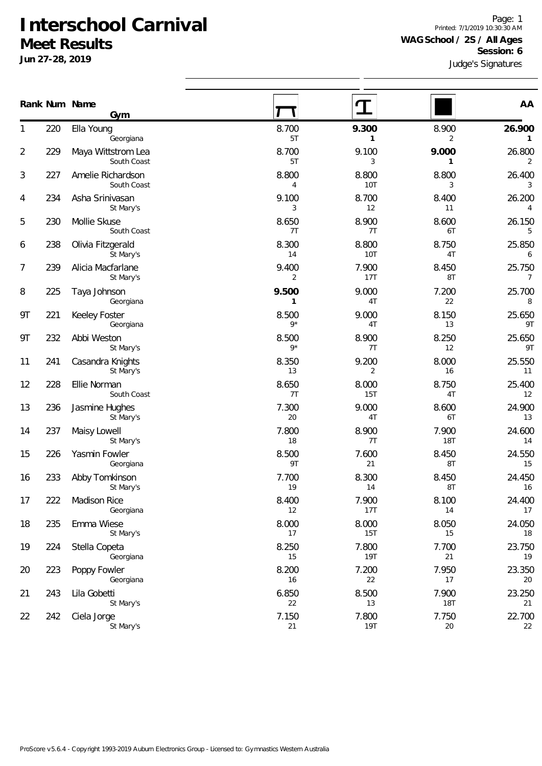# Interschool Carnival

## Meet Results

**Jun 27-28, 2019**

Page: 1
Printed: 7/1/2019 10:30:30 AM

**WAG School / 2S / All Ages**
**Session: 6**
Judge's Signatures

| Rank | Num | Name / Gym | Vault | Beam | Floor | AA |
|---|---|---|---|---|---|---|
| 1 | 220 | Ella Young<br>Georgiana | 8.700<br>5T | **9.300**<br>**1** | 8.900<br>2 | **26.900**<br>**1** |
| 2 | 229 | Maya Wittstrom Lea<br>South Coast | 8.700<br>5T | 9.100<br>3 | **9.000**<br>**1** | 26.800<br>2 |
| 3 | 227 | Amelie Richardson<br>South Coast | 8.800<br>4 | 8.800<br>10T | 8.800<br>3 | 26.400<br>3 |
| 4 | 234 | Asha Srinivasan<br>St Mary's | 9.100<br>3 | 8.700<br>12 | 8.400<br>11 | 26.200<br>4 |
| 5 | 230 | Mollie Skuse<br>South Coast | 8.650<br>7T | 8.900<br>7T | 8.600<br>6T | 26.150<br>5 |
| 6 | 238 | Olivia Fitzgerald<br>St Mary's | 8.300<br>14 | 8.800<br>10T | 8.750<br>4T | 25.850<br>6 |
| 7 | 239 | Alicia Macfarlane<br>St Mary's | 9.400<br>2 | 7.900<br>17T | 8.450<br>8T | 25.750<br>7 |
| 8 | 225 | Taya Johnson<br>Georgiana | **9.500**<br>**1** | 9.000<br>4T | 7.200<br>22 | 25.700<br>8 |
| 9T | 221 | Keeley Foster<br>Georgiana | 8.500<br>9* | 9.000<br>4T | 8.150<br>13 | 25.650<br>9T |
| 9T | 232 | Abbi Weston<br>St Mary's | 8.500<br>9* | 8.900<br>7T | 8.250<br>12 | 25.650<br>9T |
| 11 | 241 | Casandra Knights<br>St Mary's | 8.350<br>13 | 9.200<br>2 | 8.000<br>16 | 25.550<br>11 |
| 12 | 228 | Ellie Norman<br>South Coast | 8.650<br>7T | 8.000<br>15T | 8.750<br>4T | 25.400<br>12 |
| 13 | 236 | Jasmine Hughes<br>St Mary's | 7.300<br>20 | 9.000<br>4T | 8.600<br>6T | 24.900<br>13 |
| 14 | 237 | Maisy Lowell<br>St Mary's | 7.800<br>18 | 8.900<br>7T | 7.900<br>18T | 24.600<br>14 |
| 15 | 226 | Yasmin Fowler<br>Georgiana | 8.500<br>9T | 7.600<br>21 | 8.450<br>8T | 24.550<br>15 |
| 16 | 233 | Abby Tomkinson<br>St Mary's | 7.700<br>19 | 8.300<br>14 | 8.450<br>8T | 24.450<br>16 |
| 17 | 222 | Madison Rice<br>Georgiana | 8.400<br>12 | 7.900<br>17T | 8.100<br>14 | 24.400<br>17 |
| 18 | 235 | Emma Wiese<br>St Mary's | 8.000<br>17 | 8.000<br>15T | 8.050<br>15 | 24.050<br>18 |
| 19 | 224 | Stella Copeta<br>Georgiana | 8.250<br>15 | 7.800<br>19T | 7.700<br>21 | 23.750<br>19 |
| 20 | 223 | Poppy Fowler<br>Georgiana | 8.200<br>16 | 7.200<br>22 | 7.950<br>17 | 23.350<br>20 |
| 21 | 243 | Lila Gobetti<br>St Mary's | 6.850<br>22 | 8.500<br>13 | 7.900<br>18T | 23.250<br>21 |
| 22 | 242 | Ciela Jorge<br>St Mary's | 7.150<br>21 | 7.800<br>19T | 7.750<br>20 | 22.700<br>22 |

ProScore v5.6.4 - Copyright 1993-2019 Auburn Electronics Group - Licensed to: Gymnastics Western Australia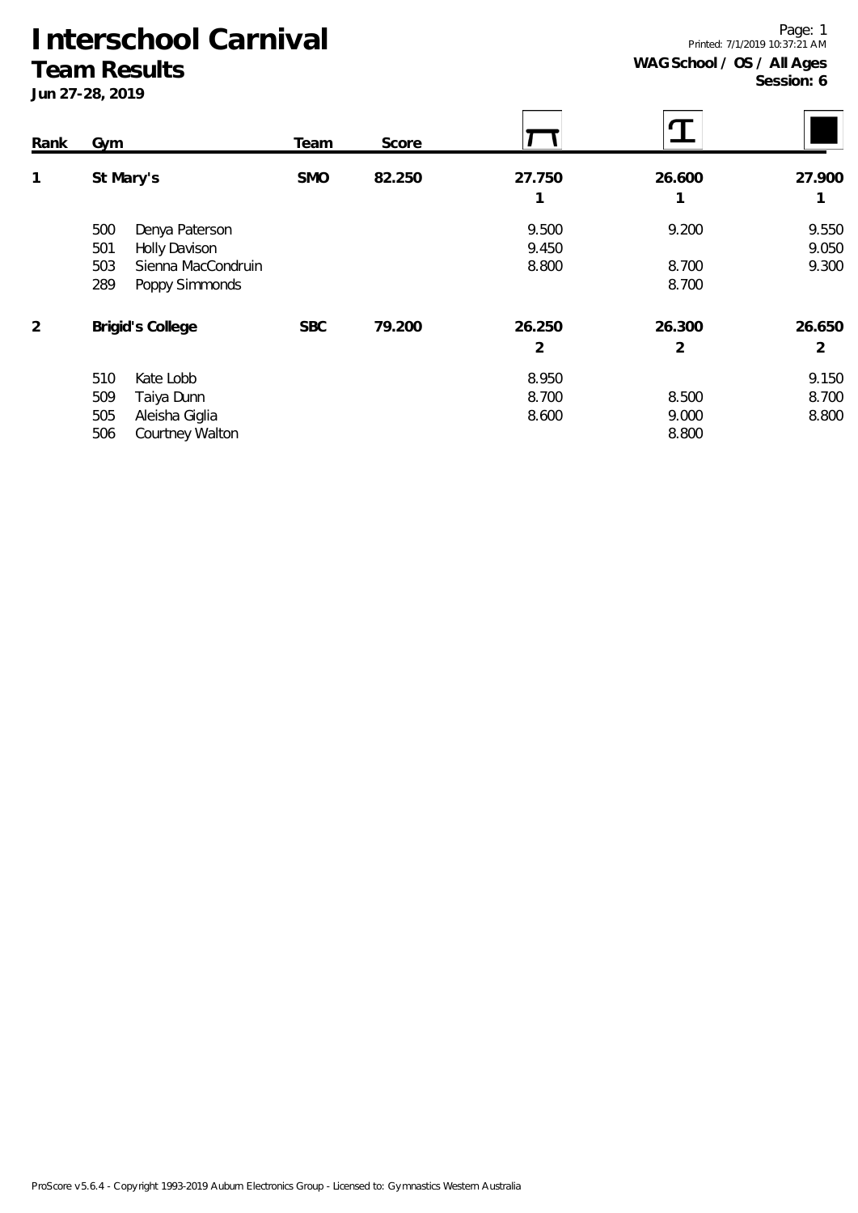# Interschool Carnival

## Team Results

**Jun 27-28, 2019**

**WAG School / OS / All Ages**
**Session: 6**

| Rank | Gym | | Team | Score | Vault | Beam | Floor |
|---|---|---|---|---|---|---|---|
| 1 | St Mary's | | SMO | 82.250 | 27.750 | 26.600 | 27.900 |
| | | | | | 1 | 1 | 1 |
| | 500 | Denya Paterson | | | 9.500 | 9.200 | 9.550 |
| | 501 | Holly Davison | | | 9.450 | | 9.050 |
| | 503 | Sienna MacCondruin | | | 8.800 | 8.700 | 9.300 |
| | 289 | Poppy Simmonds | | | | 8.700 | |
| 2 | Brigid's College | | SBC | 79.200 | 26.250 | 26.300 | 26.650 |
| | | | | | 2 | 2 | 2 |
| | 510 | Kate Lobb | | | 8.950 | | 9.150 |
| | 509 | Taiya Dunn | | | 8.700 | 8.500 | 8.700 |
| | 505 | Aleisha Giglia | | | 8.600 | 9.000 | 8.800 |
| | 506 | Courtney Walton | | | | 8.800 | |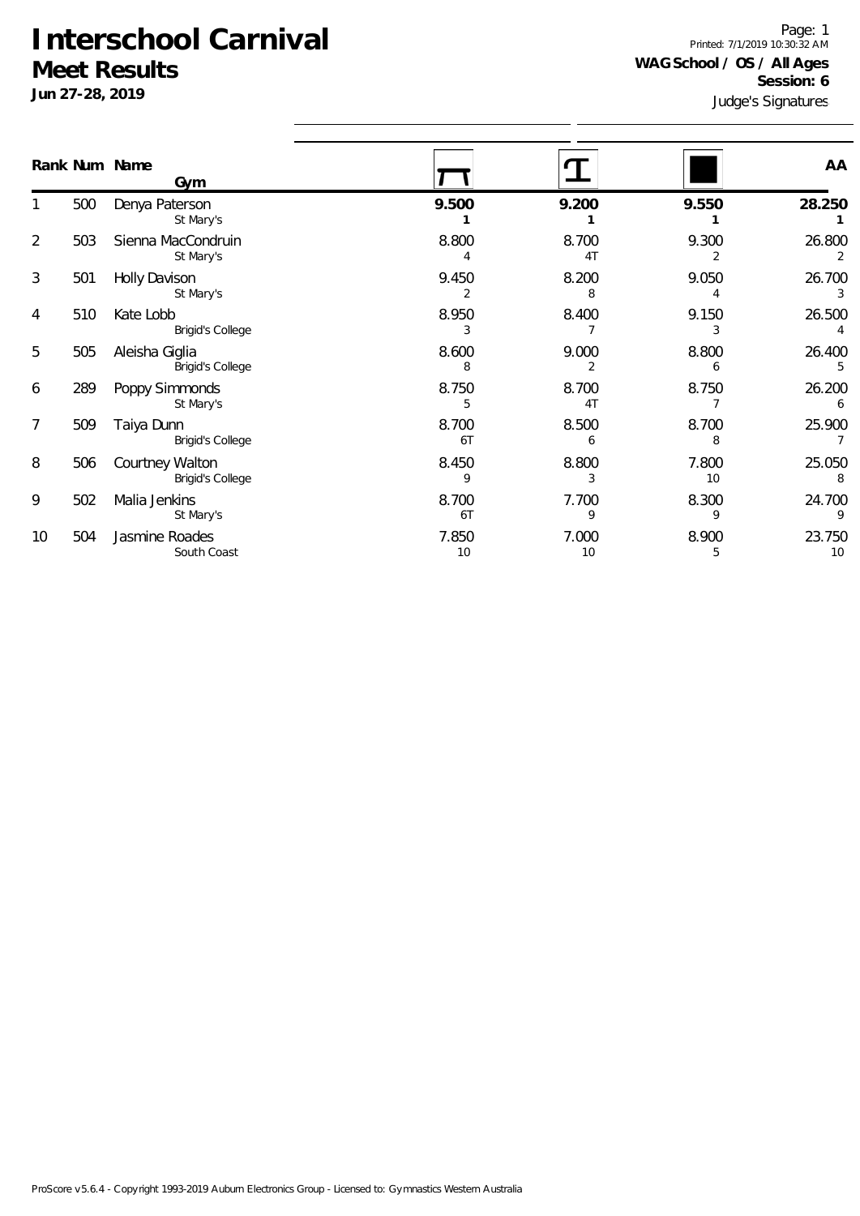# Interschool Carnival

## Meet Results

**Jun 27-28, 2019**

Printed: 7/1/2019 10:30:32 AM

**WAG School / OS / All Ages**

**Session: 6**

Judge's Signatures

| Rank | Num | Name / Gym | Vault | Beam | Floor | AA |
|---|---|---|---|---|---|---|
| 1 | 500 | Denya Paterson<br>St Mary's | **9.500**<br>**1** | **9.200**<br>**1** | **9.550**<br>**1** | **28.250**<br>**1** |
| 2 | 503 | Sienna MacCondruin<br>St Mary's | 8.800<br>4 | 8.700<br>4T | 9.300<br>2 | 26.800<br>2 |
| 3 | 501 | Holly Davison<br>St Mary's | 9.450<br>2 | 8.200<br>8 | 9.050<br>4 | 26.700<br>3 |
| 4 | 510 | Kate Lobb<br>Brigid's College | 8.950<br>3 | 8.400<br>7 | 9.150<br>3 | 26.500<br>4 |
| 5 | 505 | Aleisha Giglia<br>Brigid's College | 8.600<br>8 | 9.000<br>2 | 8.800<br>6 | 26.400<br>5 |
| 6 | 289 | Poppy Simmonds<br>St Mary's | 8.750<br>5 | 8.700<br>4T | 8.750<br>7 | 26.200<br>6 |
| 7 | 509 | Taiya Dunn<br>Brigid's College | 8.700<br>6T | 8.500<br>6 | 8.700<br>8 | 25.900<br>7 |
| 8 | 506 | Courtney Walton<br>Brigid's College | 8.450<br>9 | 8.800<br>3 | 7.800<br>10 | 25.050<br>8 |
| 9 | 502 | Malia Jenkins<br>St Mary's | 8.700<br>6T | 7.700<br>9 | 8.300<br>9 | 24.700<br>9 |
| 10 | 504 | Jasmine Roades<br>South Coast | 7.850<br>10 | 7.000<br>10 | 8.900<br>5 | 23.750<br>10 |

ProScore v5.6.4 - Copyright 1993-2019 Auburn Electronics Group - Licensed to: Gymnastics Western Australia